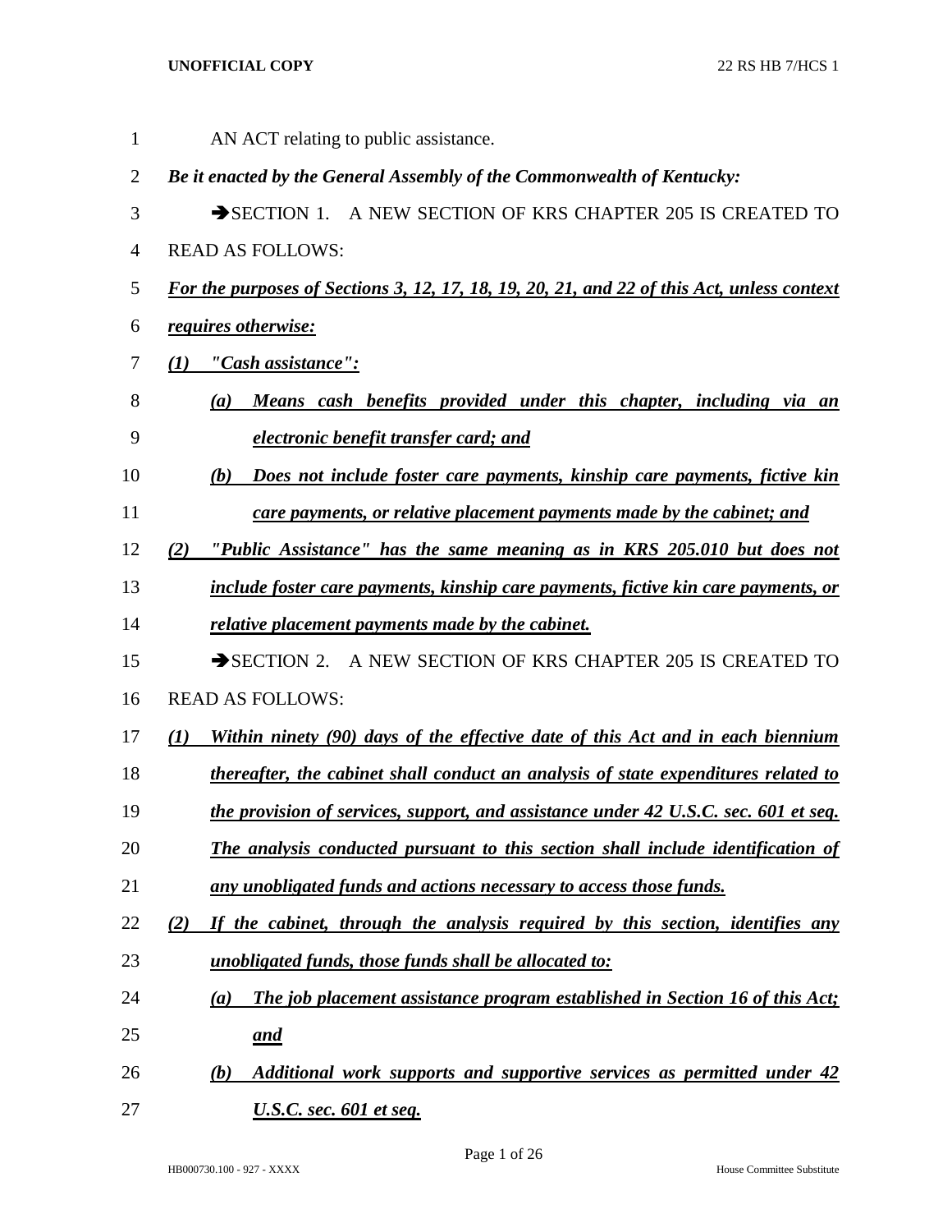AN ACT relating to public assistance.

***Be it enacted by the General Assembly of the Commonwealth of Kentucky:***

➔SECTION 1. A NEW SECTION OF KRS CHAPTER 205 IS CREATED TO READ AS FOLLOWS:

***For the purposes of Sections 3, 12, 17, 18, 19, 20, 21, and 22 of this Act, unless context requires otherwise:***

***(1) "Cash assistance":***

***(a) Means cash benefits provided under this chapter, including via an electronic benefit transfer card; and***

***(b) Does not include foster care payments, kinship care payments, fictive kin care payments, or relative placement payments made by the cabinet; and***

***(2) "Public Assistance" has the same meaning as in KRS 205.010 but does not include foster care payments, kinship care payments, fictive kin care payments, or relative placement payments made by the cabinet.***

➔SECTION 2. A NEW SECTION OF KRS CHAPTER 205 IS CREATED TO READ AS FOLLOWS:

***(1) Within ninety (90) days of the effective date of this Act and in each biennium thereafter, the cabinet shall conduct an analysis of state expenditures related to the provision of services, support, and assistance under 42 U.S.C. sec. 601 et seq. The analysis conducted pursuant to this section shall include identification of any unobligated funds and actions necessary to access those funds.***

***(2) If the cabinet, through the analysis required by this section, identifies any unobligated funds, those funds shall be allocated to:***

***(a) The job placement assistance program established in Section 16 of this Act; and***

***(b) Additional work supports and supportive services as permitted under 42 U.S.C. sec. 601 et seq.***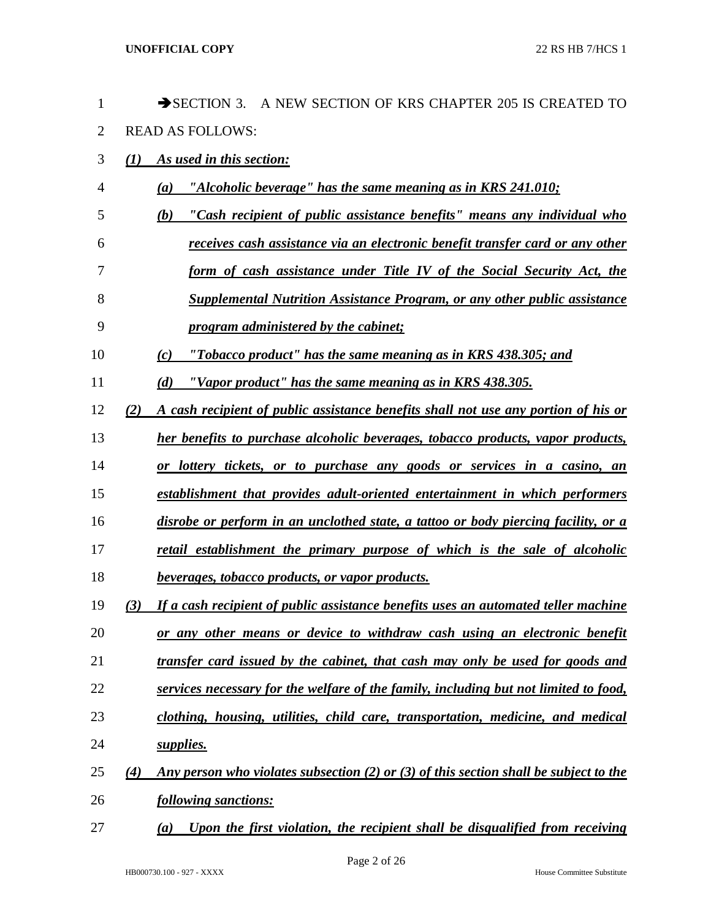➔SECTION 3. A NEW SECTION OF KRS CHAPTER 205 IS CREATED TO READ AS FOLLOWS:

***(1) As used in this section:***

***(a) "Alcoholic beverage" has the same meaning as in KRS 241.010;***

***(b) "Cash recipient of public assistance benefits" means any individual who receives cash assistance via an electronic benefit transfer card or any other form of cash assistance under Title IV of the Social Security Act, the Supplemental Nutrition Assistance Program, or any other public assistance program administered by the cabinet;***

***(c) "Tobacco product" has the same meaning as in KRS 438.305; and***

***(d) "Vapor product" has the same meaning as in KRS 438.305.***

***(2) A cash recipient of public assistance benefits shall not use any portion of his or her benefits to purchase alcoholic beverages, tobacco products, vapor products, or lottery tickets, or to purchase any goods or services in a casino, an establishment that provides adult-oriented entertainment in which performers disrobe or perform in an unclothed state, a tattoo or body piercing facility, or a retail establishment the primary purpose of which is the sale of alcoholic beverages, tobacco products, or vapor products.***

***(3) If a cash recipient of public assistance benefits uses an automated teller machine or any other means or device to withdraw cash using an electronic benefit transfer card issued by the cabinet, that cash may only be used for goods and services necessary for the welfare of the family, including but not limited to food, clothing, housing, utilities, child care, transportation, medicine, and medical supplies.***

***(4) Any person who violates subsection (2) or (3) of this section shall be subject to the following sanctions:***

***(a) Upon the first violation, the recipient shall be disqualified from receiving***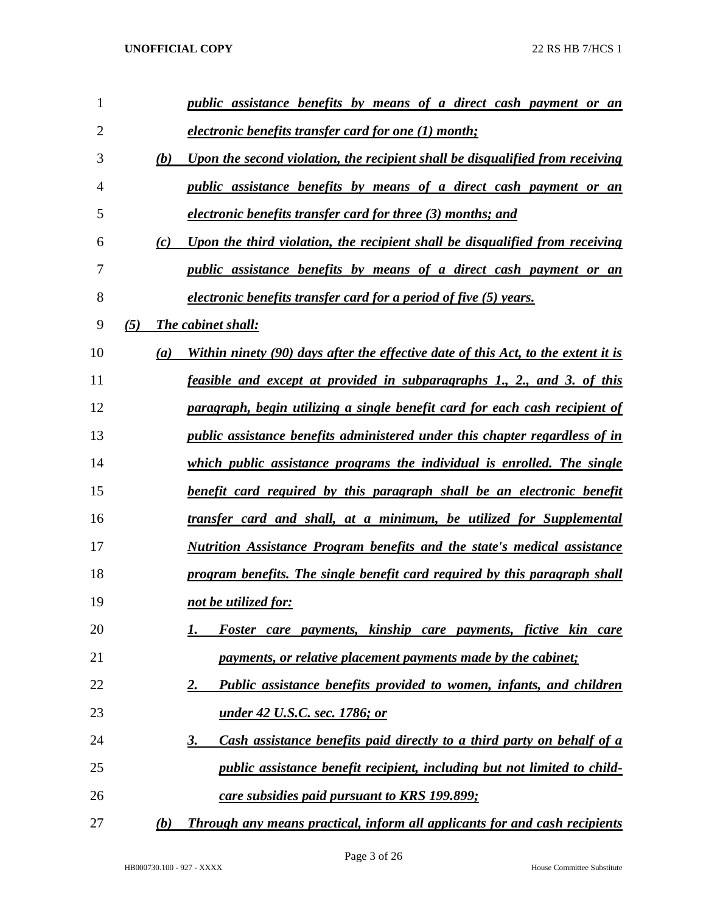*public assistance benefits by means of a direct cash payment or an electronic benefits transfer card for one (1) month;*

*(b) Upon the second violation, the recipient shall be disqualified from receiving public assistance benefits by means of a direct cash payment or an electronic benefits transfer card for three (3) months; and*

*(c) Upon the third violation, the recipient shall be disqualified from receiving public assistance benefits by means of a direct cash payment or an electronic benefits transfer card for a period of five (5) years.*

*(5) The cabinet shall:*

*(a) Within ninety (90) days after the effective date of this Act, to the extent it is feasible and except at provided in subparagraphs 1., 2., and 3. of this paragraph, begin utilizing a single benefit card for each cash recipient of public assistance benefits administered under this chapter regardless of in which public assistance programs the individual is enrolled. The single benefit card required by this paragraph shall be an electronic benefit transfer card and shall, at a minimum, be utilized for Supplemental Nutrition Assistance Program benefits and the state's medical assistance program benefits. The single benefit card required by this paragraph shall not be utilized for:*

*1. Foster care payments, kinship care payments, fictive kin care payments, or relative placement payments made by the cabinet;*

*2. Public assistance benefits provided to women, infants, and children under 42 U.S.C. sec. 1786; or*

*3. Cash assistance benefits paid directly to a third party on behalf of a public assistance benefit recipient, including but not limited to child-care subsidies paid pursuant to KRS 199.899;*

*(b) Through any means practical, inform all applicants for and cash recipients*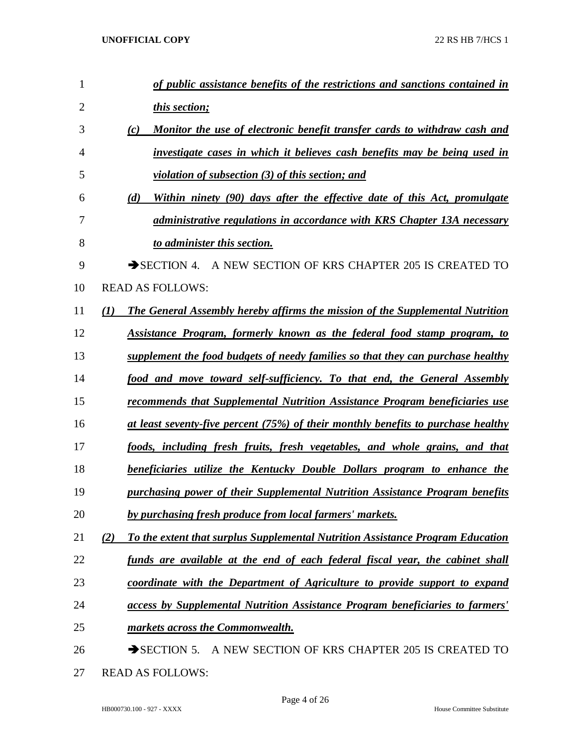*of public assistance benefits of the restrictions and sanctions contained in this section;*

*(c) Monitor the use of electronic benefit transfer cards to withdraw cash and investigate cases in which it believes cash benefits may be being used in violation of subsection (3) of this section; and*

*(d) Within ninety (90) days after the effective date of this Act, promulgate administrative regulations in accordance with KRS Chapter 13A necessary to administer this section.*

➔SECTION 4. A NEW SECTION OF KRS CHAPTER 205 IS CREATED TO READ AS FOLLOWS:

*(1) The General Assembly hereby affirms the mission of the Supplemental Nutrition Assistance Program, formerly known as the federal food stamp program, to supplement the food budgets of needy families so that they can purchase healthy food and move toward self-sufficiency. To that end, the General Assembly recommends that Supplemental Nutrition Assistance Program beneficiaries use at least seventy-five percent (75%) of their monthly benefits to purchase healthy foods, including fresh fruits, fresh vegetables, and whole grains, and that beneficiaries utilize the Kentucky Double Dollars program to enhance the purchasing power of their Supplemental Nutrition Assistance Program benefits by purchasing fresh produce from local farmers' markets.*

*(2) To the extent that surplus Supplemental Nutrition Assistance Program Education funds are available at the end of each federal fiscal year, the cabinet shall coordinate with the Department of Agriculture to provide support to expand access by Supplemental Nutrition Assistance Program beneficiaries to farmers' markets across the Commonwealth.*

➔SECTION 5. A NEW SECTION OF KRS CHAPTER 205 IS CREATED TO READ AS FOLLOWS: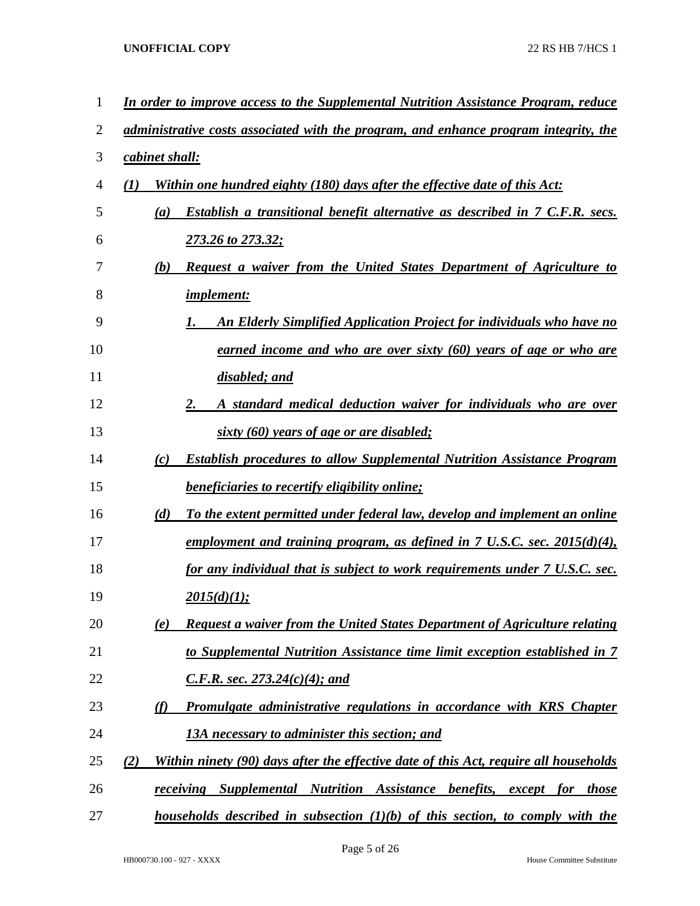***In order to improve access to the Supplemental Nutrition Assistance Program, reduce administrative costs associated with the program, and enhance program integrity, the cabinet shall:***

***(1) Within one hundred eighty (180) days after the effective date of this Act:***

***(a) Establish a transitional benefit alternative as described in 7 C.F.R. secs. 273.26 to 273.32;***

***(b) Request a waiver from the United States Department of Agriculture to implement:***

***1. An Elderly Simplified Application Project for individuals who have no earned income and who are over sixty (60) years of age or who are disabled; and***

***2. A standard medical deduction waiver for individuals who are over sixty (60) years of age or are disabled;***

***(c) Establish procedures to allow Supplemental Nutrition Assistance Program beneficiaries to recertify eligibility online;***

***(d) To the extent permitted under federal law, develop and implement an online employment and training program, as defined in 7 U.S.C. sec. 2015(d)(4), for any individual that is subject to work requirements under 7 U.S.C. sec. 2015(d)(1);***

***(e) Request a waiver from the United States Department of Agriculture relating to Supplemental Nutrition Assistance time limit exception established in 7 C.F.R. sec. 273.24(c)(4); and***

***(f) Promulgate administrative regulations in accordance with KRS Chapter 13A necessary to administer this section; and***

***(2) Within ninety (90) days after the effective date of this Act, require all households receiving Supplemental Nutrition Assistance benefits, except for those households described in subsection (1)(b) of this section, to comply with the***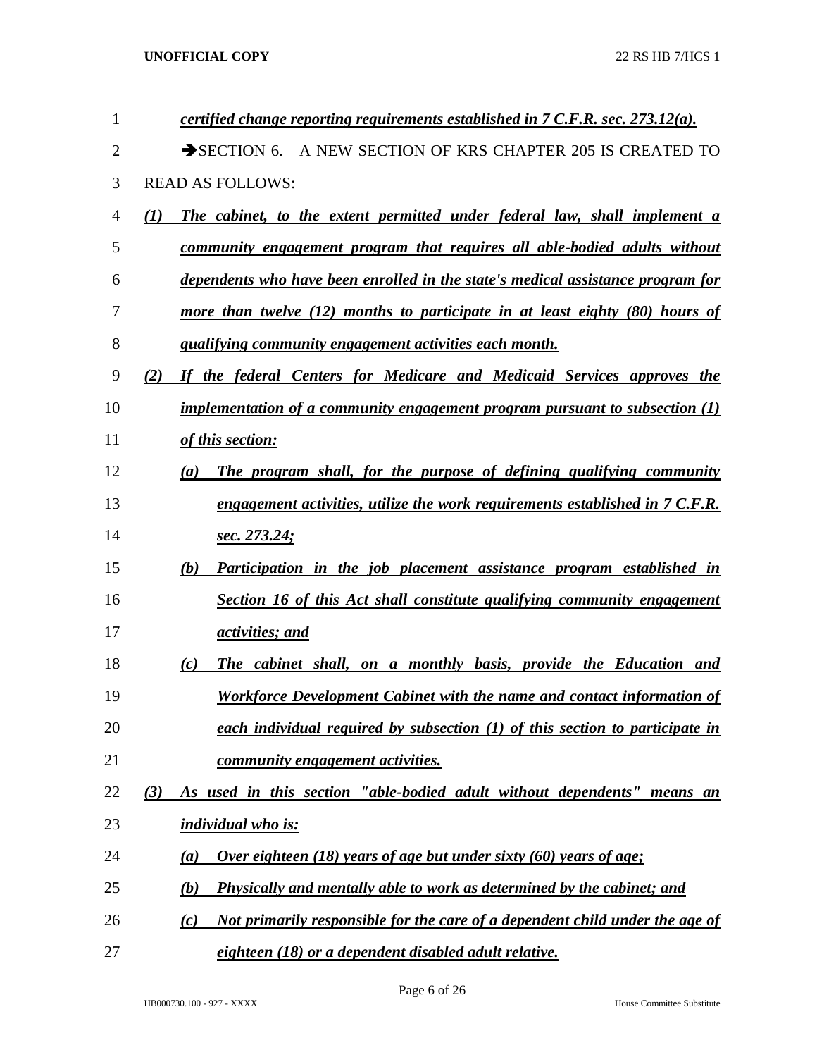*certified change reporting requirements established in 7 C.F.R. sec. 273.12(a).*

➔SECTION 6. A NEW SECTION OF KRS CHAPTER 205 IS CREATED TO READ AS FOLLOWS:

*(1) The cabinet, to the extent permitted under federal law, shall implement a community engagement program that requires all able-bodied adults without dependents who have been enrolled in the state's medical assistance program for more than twelve (12) months to participate in at least eighty (80) hours of qualifying community engagement activities each month.*

*(2) If the federal Centers for Medicare and Medicaid Services approves the implementation of a community engagement program pursuant to subsection (1) of this section:*

*(a) The program shall, for the purpose of defining qualifying community engagement activities, utilize the work requirements established in 7 C.F.R. sec. 273.24;*

*(b) Participation in the job placement assistance program established in Section 16 of this Act shall constitute qualifying community engagement activities; and*

*(c) The cabinet shall, on a monthly basis, provide the Education and Workforce Development Cabinet with the name and contact information of each individual required by subsection (1) of this section to participate in community engagement activities.*

*(3) As used in this section "able-bodied adult without dependents" means an individual who is:*

*(a) Over eighteen (18) years of age but under sixty (60) years of age;*

*(b) Physically and mentally able to work as determined by the cabinet; and*

*(c) Not primarily responsible for the care of a dependent child under the age of eighteen (18) or a dependent disabled adult relative.*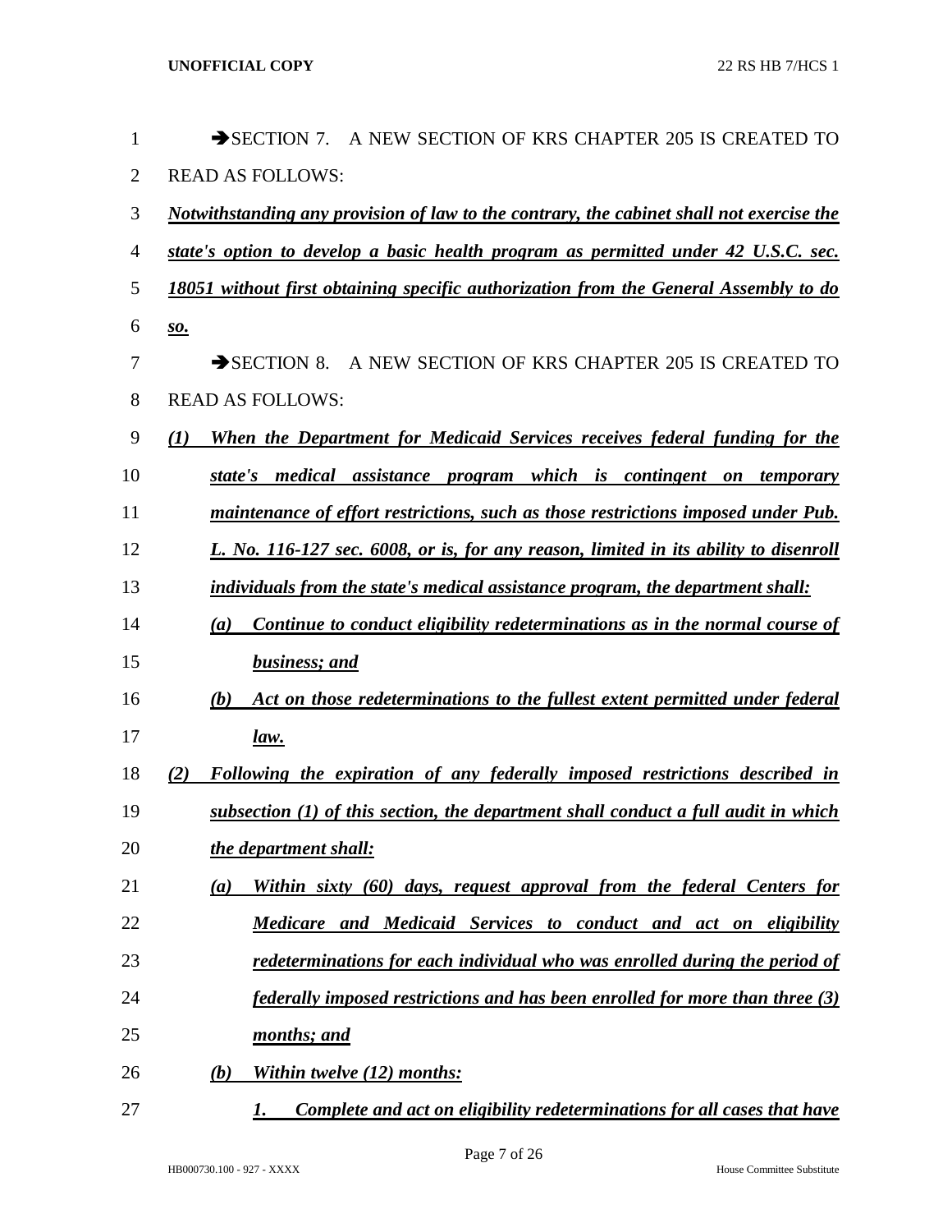➔SECTION 7. A NEW SECTION OF KRS CHAPTER 205 IS CREATED TO READ AS FOLLOWS:

*Notwithstanding any provision of law to the contrary, the cabinet shall not exercise the state's option to develop a basic health program as permitted under 42 U.S.C. sec. 18051 without first obtaining specific authorization from the General Assembly to do so.*

➔SECTION 8. A NEW SECTION OF KRS CHAPTER 205 IS CREATED TO READ AS FOLLOWS:

*(1) When the Department for Medicaid Services receives federal funding for the state's medical assistance program which is contingent on temporary maintenance of effort restrictions, such as those restrictions imposed under Pub. L. No. 116-127 sec. 6008, or is, for any reason, limited in its ability to disenroll individuals from the state's medical assistance program, the department shall:*

*(a) Continue to conduct eligibility redeterminations as in the normal course of business; and*

*(b) Act on those redeterminations to the fullest extent permitted under federal law.*

*(2) Following the expiration of any federally imposed restrictions described in subsection (1) of this section, the department shall conduct a full audit in which the department shall:*

*(a) Within sixty (60) days, request approval from the federal Centers for Medicare and Medicaid Services to conduct and act on eligibility redeterminations for each individual who was enrolled during the period of federally imposed restrictions and has been enrolled for more than three (3) months; and*

*(b) Within twelve (12) months:*

*1. Complete and act on eligibility redeterminations for all cases that have*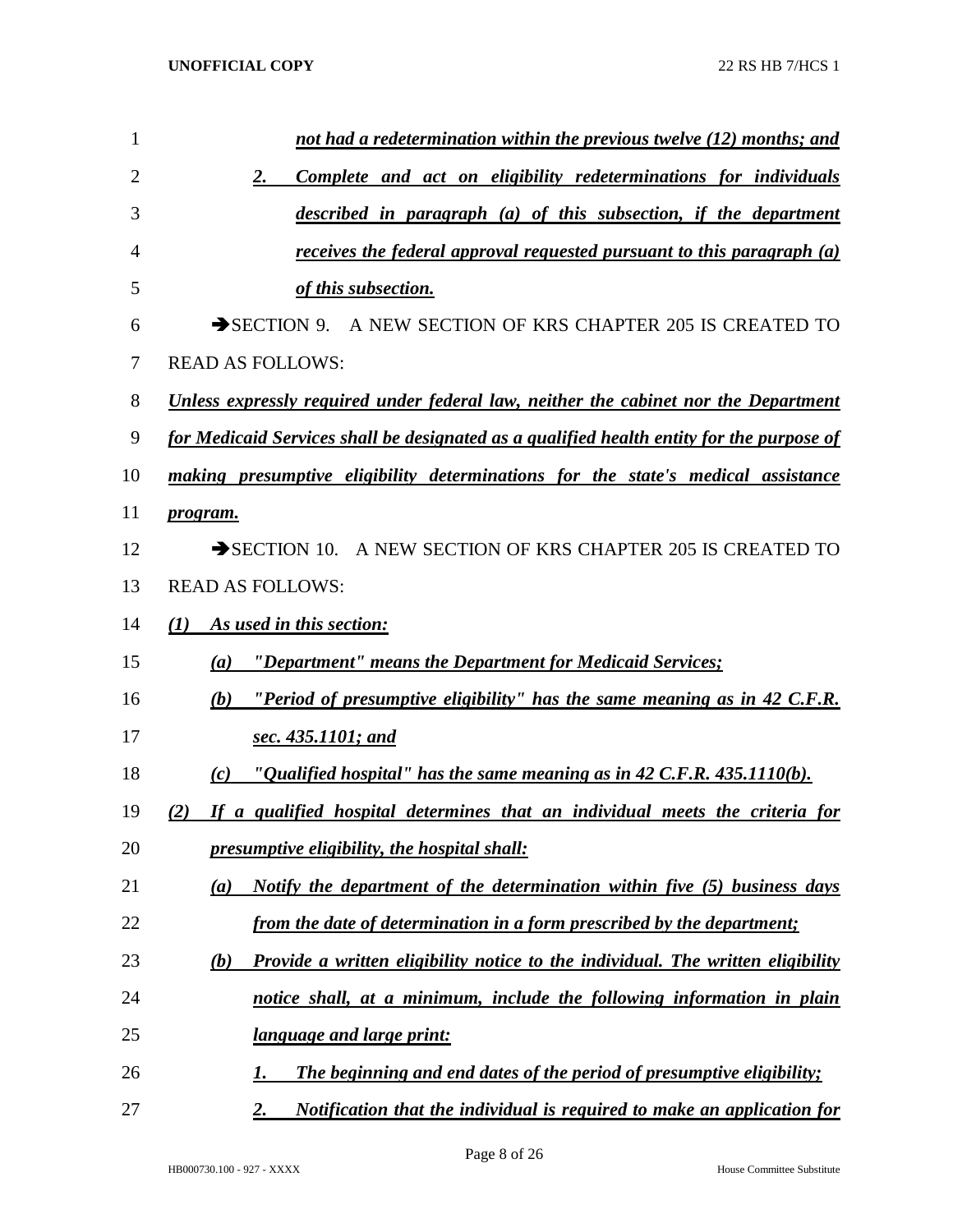*not had a redetermination within the previous twelve (12) months; and*

*2. Complete and act on eligibility redeterminations for individuals described in paragraph (a) of this subsection, if the department receives the federal approval requested pursuant to this paragraph (a) of this subsection.*

➔SECTION 9. A NEW SECTION OF KRS CHAPTER 205 IS CREATED TO READ AS FOLLOWS:

*Unless expressly required under federal law, neither the cabinet nor the Department for Medicaid Services shall be designated as a qualified health entity for the purpose of making presumptive eligibility determinations for the state's medical assistance program.*

➔SECTION 10. A NEW SECTION OF KRS CHAPTER 205 IS CREATED TO READ AS FOLLOWS:

*(1) As used in this section:*

*(a) "Department" means the Department for Medicaid Services;*

*(b) "Period of presumptive eligibility" has the same meaning as in 42 C.F.R. sec. 435.1101; and*

*(c) "Qualified hospital" has the same meaning as in 42 C.F.R. 435.1110(b).*

*(2) If a qualified hospital determines that an individual meets the criteria for presumptive eligibility, the hospital shall:*

*(a) Notify the department of the determination within five (5) business days from the date of determination in a form prescribed by the department;*

*(b) Provide a written eligibility notice to the individual. The written eligibility notice shall, at a minimum, include the following information in plain language and large print:*

*1. The beginning and end dates of the period of presumptive eligibility;*

*2. Notification that the individual is required to make an application for*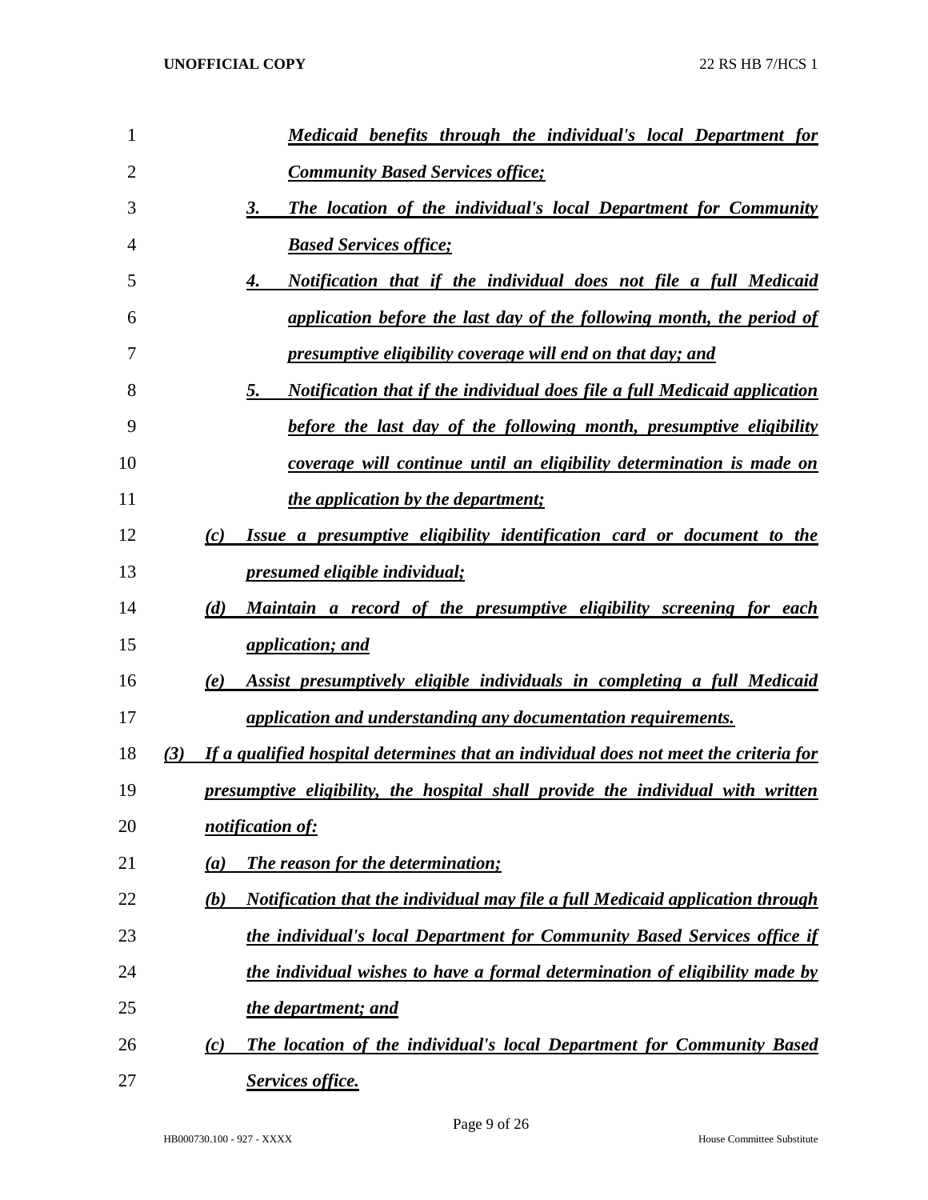*Medicaid benefits through the individual's local Department for Community Based Services office;*

3. *The location of the individual's local Department for Community Based Services office;*

4. *Notification that if the individual does not file a full Medicaid application before the last day of the following month, the period of presumptive eligibility coverage will end on that day; and*

5. *Notification that if the individual does file a full Medicaid application before the last day of the following month, presumptive eligibility coverage will continue until an eligibility determination is made on the application by the department;*

(c) *Issue a presumptive eligibility identification card or document to the presumed eligible individual;*

(d) *Maintain a record of the presumptive eligibility screening for each application; and*

(e) *Assist presumptively eligible individuals in completing a full Medicaid application and understanding any documentation requirements.*

(3) *If a qualified hospital determines that an individual does not meet the criteria for presumptive eligibility, the hospital shall provide the individual with written notification of:*

(a) *The reason for the determination;*

(b) *Notification that the individual may file a full Medicaid application through the individual's local Department for Community Based Services office if the individual wishes to have a formal determination of eligibility made by the department; and*

(c) *The location of the individual's local Department for Community Based Services office.*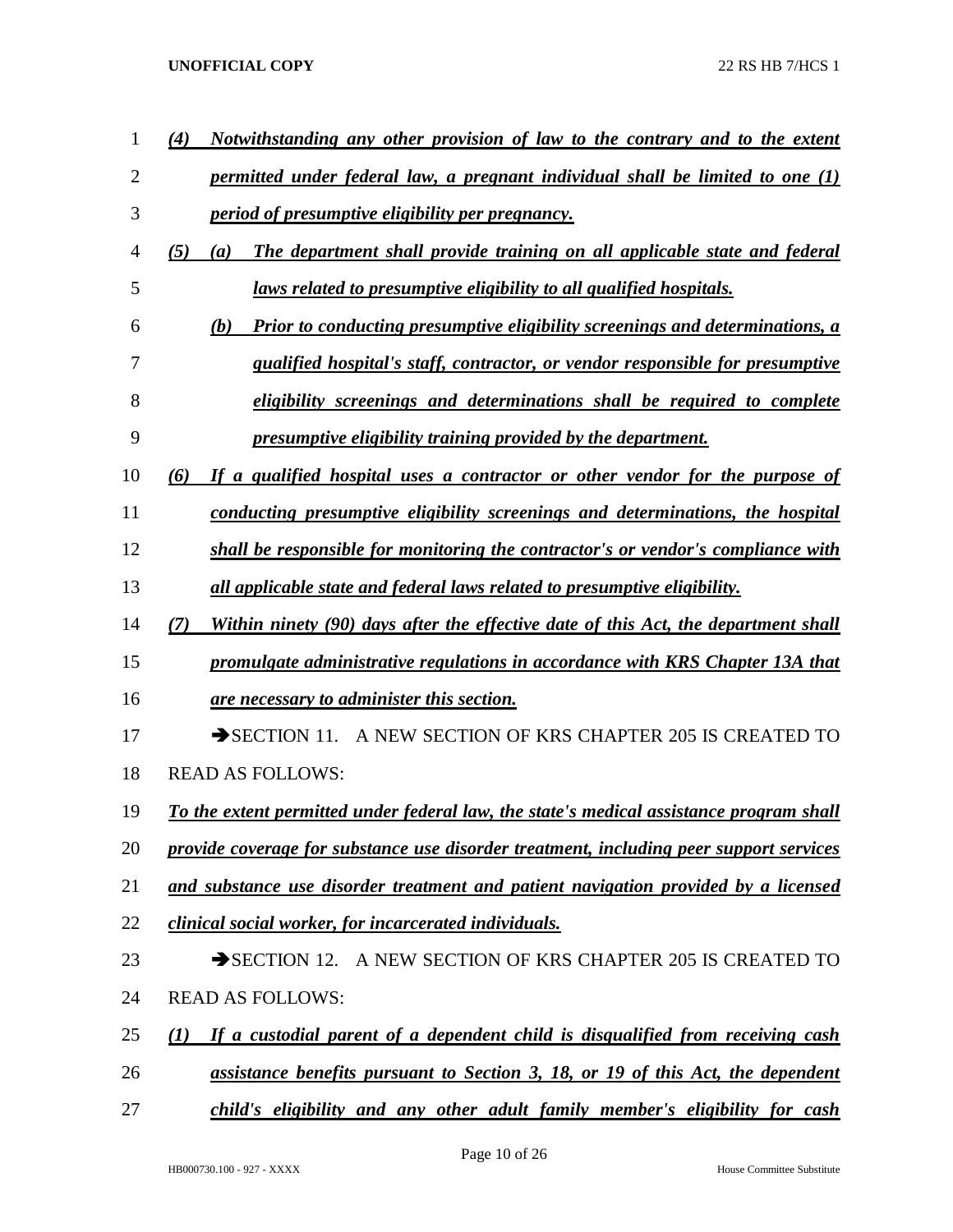*(4) Notwithstanding any other provision of law to the contrary and to the extent permitted under federal law, a pregnant individual shall be limited to one (1) period of presumptive eligibility per pregnancy.*

*(5) (a) The department shall provide training on all applicable state and federal laws related to presumptive eligibility to all qualified hospitals.*

*(b) Prior to conducting presumptive eligibility screenings and determinations, a qualified hospital's staff, contractor, or vendor responsible for presumptive eligibility screenings and determinations shall be required to complete presumptive eligibility training provided by the department.*

*(6) If a qualified hospital uses a contractor or other vendor for the purpose of conducting presumptive eligibility screenings and determinations, the hospital shall be responsible for monitoring the contractor's or vendor's compliance with all applicable state and federal laws related to presumptive eligibility.*

*(7) Within ninety (90) days after the effective date of this Act, the department shall promulgate administrative regulations in accordance with KRS Chapter 13A that are necessary to administer this section.*

➔SECTION 11. A NEW SECTION OF KRS CHAPTER 205 IS CREATED TO READ AS FOLLOWS:

*To the extent permitted under federal law, the state's medical assistance program shall provide coverage for substance use disorder treatment, including peer support services and substance use disorder treatment and patient navigation provided by a licensed clinical social worker, for incarcerated individuals.*

➔SECTION 12. A NEW SECTION OF KRS CHAPTER 205 IS CREATED TO READ AS FOLLOWS:

*(1) If a custodial parent of a dependent child is disqualified from receiving cash assistance benefits pursuant to Section 3, 18, or 19 of this Act, the dependent child's eligibility and any other adult family member's eligibility for cash*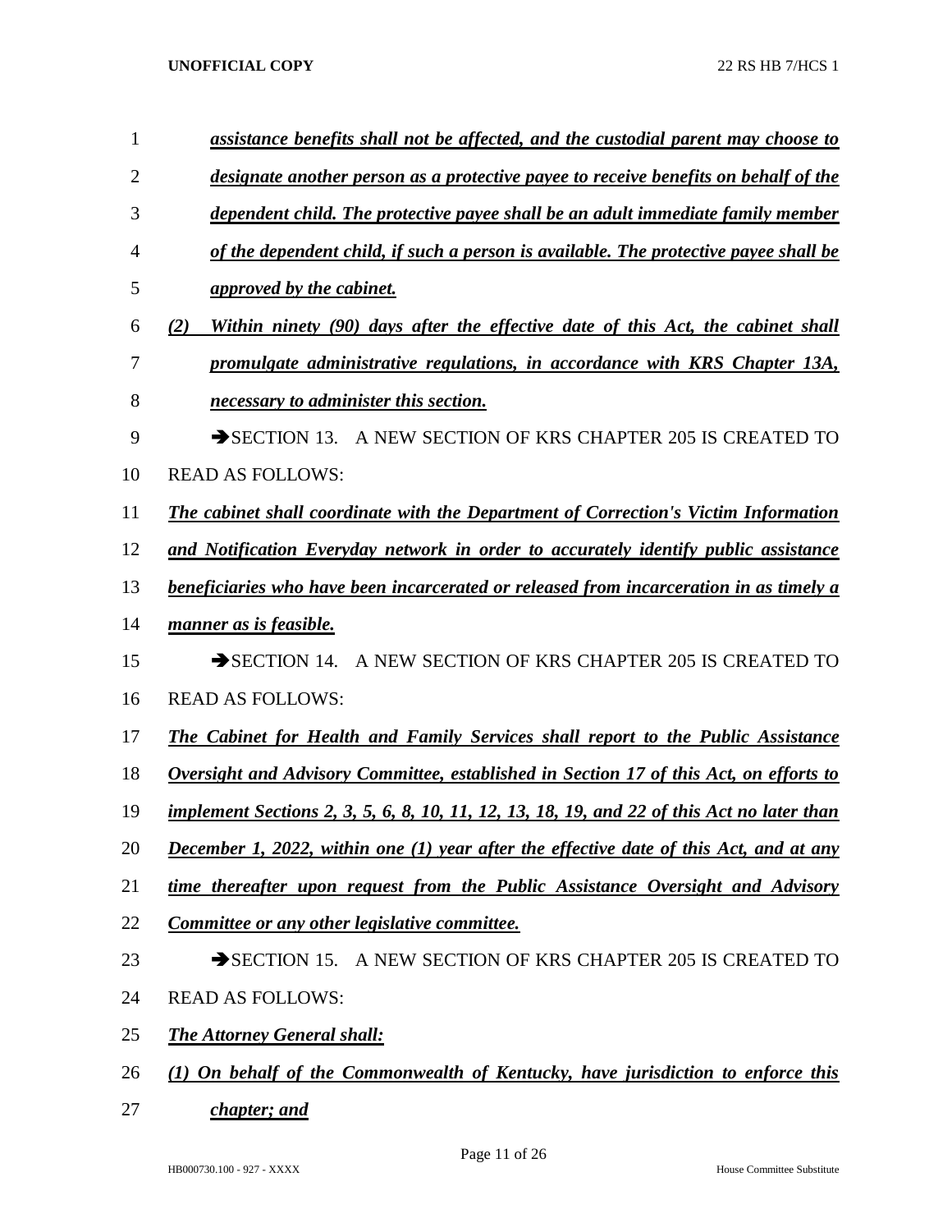*assistance benefits shall not be affected, and the custodial parent may choose to designate another person as a protective payee to receive benefits on behalf of the dependent child. The protective payee shall be an adult immediate family member of the dependent child, if such a person is available. The protective payee shall be approved by the cabinet.*

*(2) Within ninety (90) days after the effective date of this Act, the cabinet shall promulgate administrative regulations, in accordance with KRS Chapter 13A, necessary to administer this section.*

➔SECTION 13. A NEW SECTION OF KRS CHAPTER 205 IS CREATED TO READ AS FOLLOWS:

*The cabinet shall coordinate with the Department of Correction's Victim Information and Notification Everyday network in order to accurately identify public assistance beneficiaries who have been incarcerated or released from incarceration in as timely a manner as is feasible.*

➔SECTION 14. A NEW SECTION OF KRS CHAPTER 205 IS CREATED TO READ AS FOLLOWS:

*The Cabinet for Health and Family Services shall report to the Public Assistance Oversight and Advisory Committee, established in Section 17 of this Act, on efforts to implement Sections 2, 3, 5, 6, 8, 10, 11, 12, 13, 18, 19, and 22 of this Act no later than December 1, 2022, within one (1) year after the effective date of this Act, and at any time thereafter upon request from the Public Assistance Oversight and Advisory Committee or any other legislative committee.*

➔SECTION 15. A NEW SECTION OF KRS CHAPTER 205 IS CREATED TO READ AS FOLLOWS:

*The Attorney General shall:*

*(1) On behalf of the Commonwealth of Kentucky, have jurisdiction to enforce this chapter; and*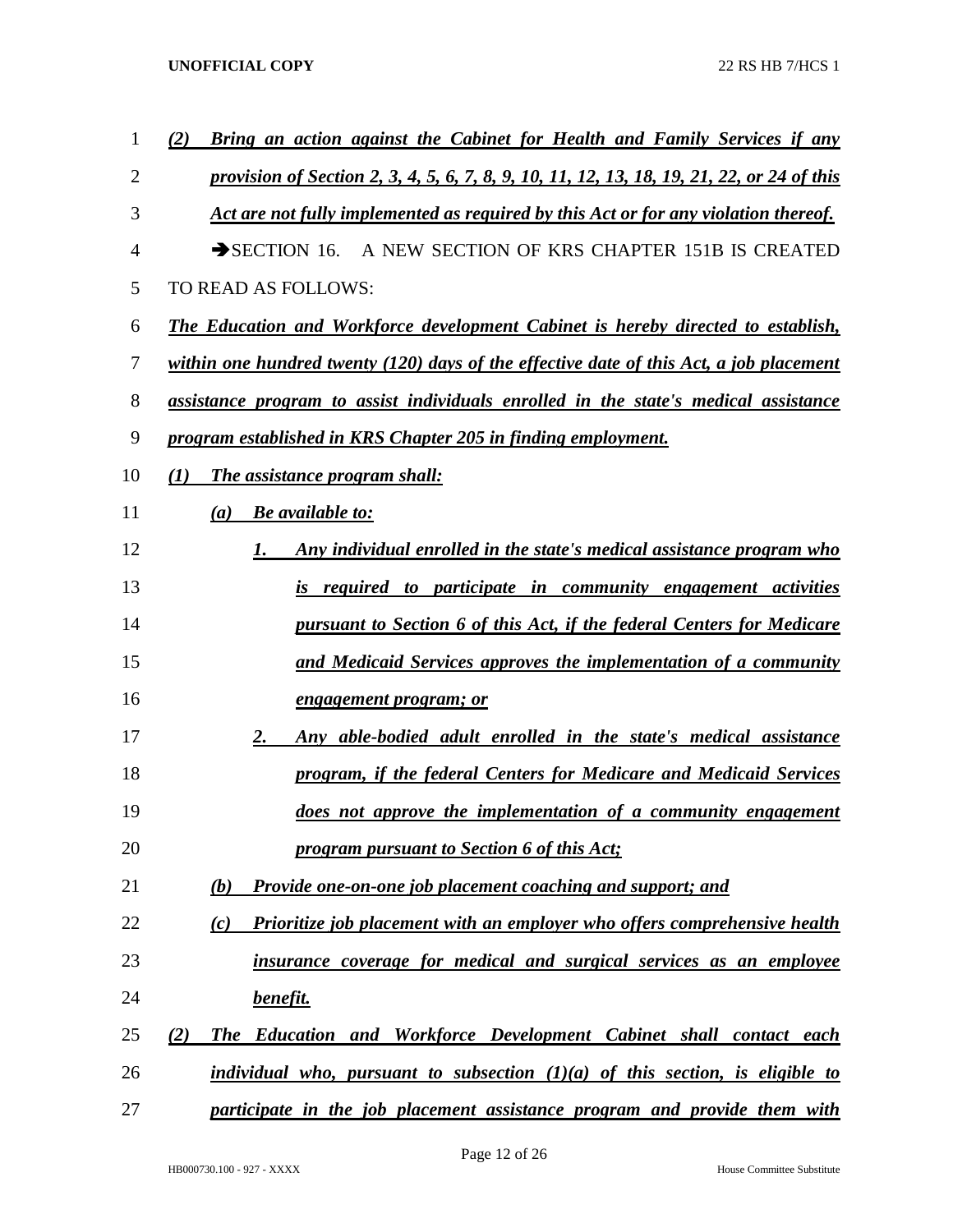*(2) Bring an action against the Cabinet for Health and Family Services if any provision of Section 2, 3, 4, 5, 6, 7, 8, 9, 10, 11, 12, 13, 18, 19, 21, 22, or 24 of this Act are not fully implemented as required by this Act or for any violation thereof.*

➔SECTION 16. A NEW SECTION OF KRS CHAPTER 151B IS CREATED TO READ AS FOLLOWS:

*The Education and Workforce development Cabinet is hereby directed to establish, within one hundred twenty (120) days of the effective date of this Act, a job placement assistance program to assist individuals enrolled in the state's medical assistance program established in KRS Chapter 205 in finding employment.*

*(1) The assistance program shall:*

*(a) Be available to:*

*1. Any individual enrolled in the state's medical assistance program who is required to participate in community engagement activities pursuant to Section 6 of this Act, if the federal Centers for Medicare and Medicaid Services approves the implementation of a community engagement program; or*

*2. Any able-bodied adult enrolled in the state's medical assistance program, if the federal Centers for Medicare and Medicaid Services does not approve the implementation of a community engagement program pursuant to Section 6 of this Act;*

*(b) Provide one-on-one job placement coaching and support; and*

*(c) Prioritize job placement with an employer who offers comprehensive health insurance coverage for medical and surgical services as an employee benefit.*

*(2) The Education and Workforce Development Cabinet shall contact each individual who, pursuant to subsection (1)(a) of this section, is eligible to participate in the job placement assistance program and provide them with*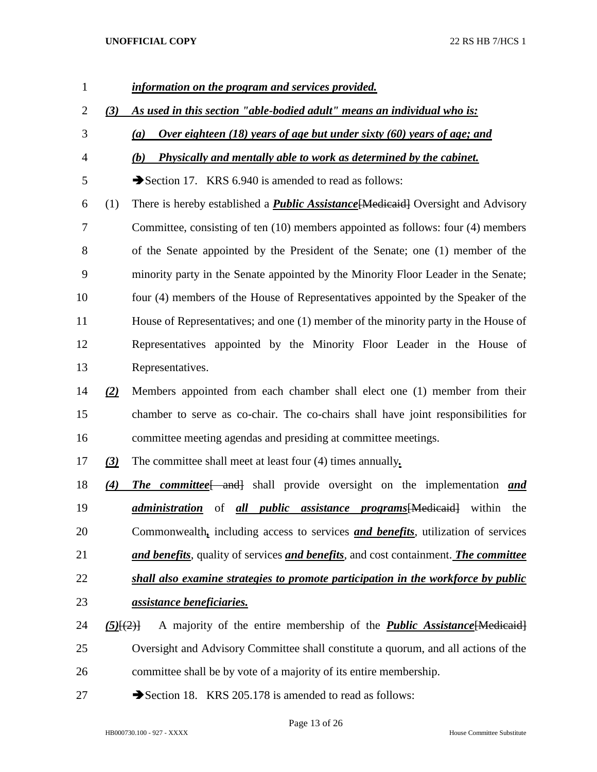***information on the program and services provided.***

***(3) As used in this section "able-bodied adult" means an individual who is:***

***(a) Over eighteen (18) years of age but under sixty (60) years of age; and***

***(b) Physically and mentally able to work as determined by the cabinet.***

➔Section 17. KRS 6.940 is amended to read as follows:

(1) There is hereby established a ***Public Assistance***~~[Medicaid]~~ Oversight and Advisory Committee, consisting of ten (10) members appointed as follows: four (4) members of the Senate appointed by the President of the Senate; one (1) member of the minority party in the Senate appointed by the Minority Floor Leader in the Senate; four (4) members of the House of Representatives appointed by the Speaker of the House of Representatives; and one (1) member of the minority party in the House of Representatives appointed by the Minority Floor Leader in the House of Representatives.

***(2)*** Members appointed from each chamber shall elect one (1) member from their chamber to serve as co-chair. The co-chairs shall have joint responsibilities for committee meeting agendas and presiding at committee meetings.

***(3)*** The committee shall meet at least four (4) times annually***.***

***(4) The committee***~~[ and]~~ shall provide oversight on the implementation ***and administration*** of ***all public assistance programs***~~[Medicaid]~~ within the Commonwealth***,*** including access to services ***and benefits***, utilization of services ***and benefits***, quality of services ***and benefits***, and cost containment. ***The committee shall also examine strategies to promote participation in the workforce by public assistance beneficiaries.***

***(5)***~~[(2)]~~ A majority of the entire membership of the ***Public Assistance***~~[Medicaid]~~ Oversight and Advisory Committee shall constitute a quorum, and all actions of the committee shall be by vote of a majority of its entire membership.

➔Section 18. KRS 205.178 is amended to read as follows: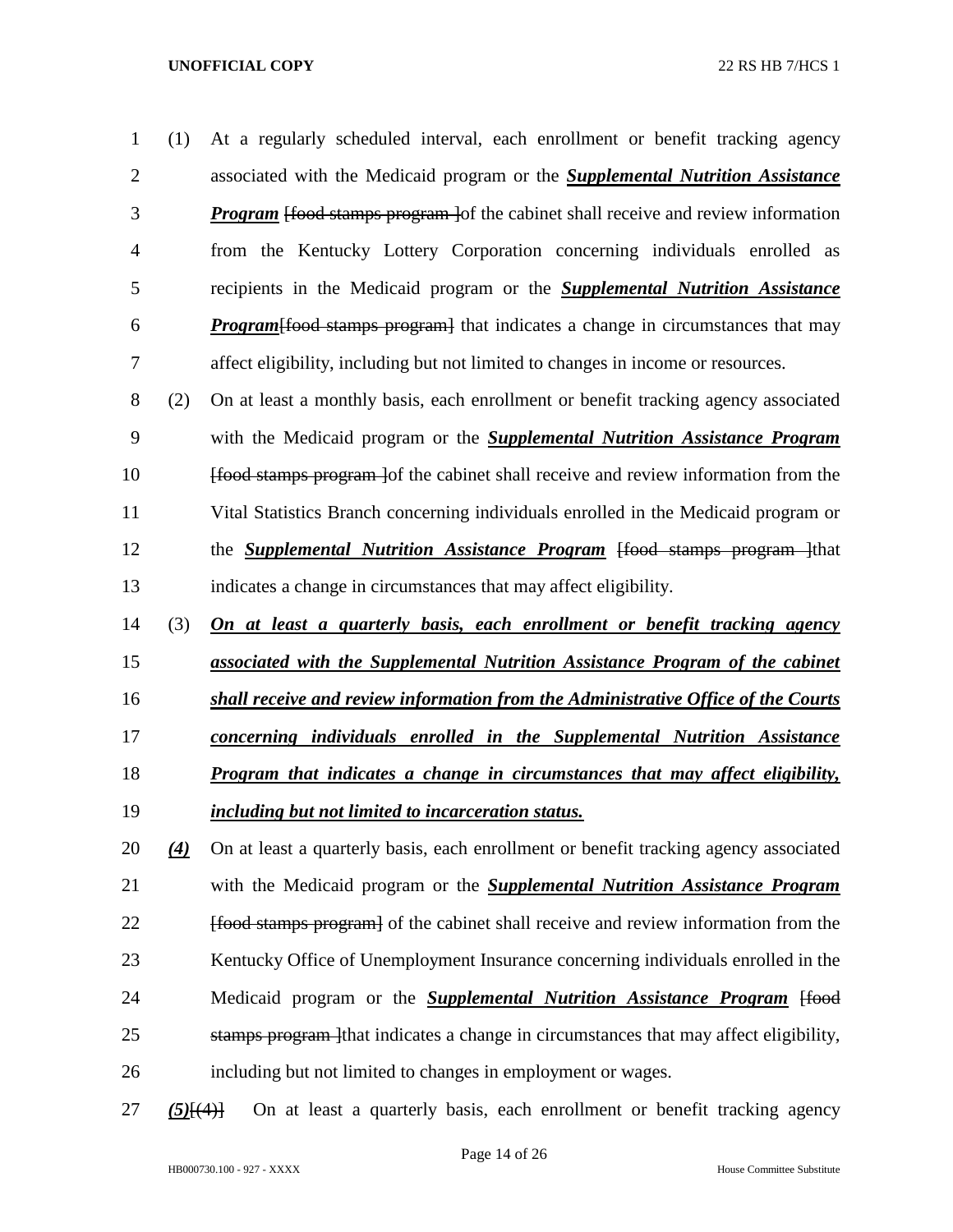(1) At a regularly scheduled interval, each enrollment or benefit tracking agency associated with the Medicaid program or the ***Supplemental Nutrition Assistance Program*** ~~[food stamps program ]~~of the cabinet shall receive and review information from the Kentucky Lottery Corporation concerning individuals enrolled as recipients in the Medicaid program or the ***Supplemental Nutrition Assistance Program***~~[food stamps program]~~ that indicates a change in circumstances that may affect eligibility, including but not limited to changes in income or resources.

(2) On at least a monthly basis, each enrollment or benefit tracking agency associated with the Medicaid program or the ***Supplemental Nutrition Assistance Program*** ~~[food stamps program ]~~of the cabinet shall receive and review information from the Vital Statistics Branch concerning individuals enrolled in the Medicaid program or the ***Supplemental Nutrition Assistance Program*** ~~[food stamps program ]~~that indicates a change in circumstances that may affect eligibility.

(3) ***On at least a quarterly basis, each enrollment or benefit tracking agency associated with the Supplemental Nutrition Assistance Program of the cabinet shall receive and review information from the Administrative Office of the Courts concerning individuals enrolled in the Supplemental Nutrition Assistance Program that indicates a change in circumstances that may affect eligibility, including but not limited to incarceration status.***

***(4)*** On at least a quarterly basis, each enrollment or benefit tracking agency associated with the Medicaid program or the ***Supplemental Nutrition Assistance Program*** ~~[food stamps program]~~ of the cabinet shall receive and review information from the Kentucky Office of Unemployment Insurance concerning individuals enrolled in the Medicaid program or the ***Supplemental Nutrition Assistance Program*** ~~[food stamps program ]~~that indicates a change in circumstances that may affect eligibility, including but not limited to changes in employment or wages.

***(5)***~~[(4)]~~ On at least a quarterly basis, each enrollment or benefit tracking agency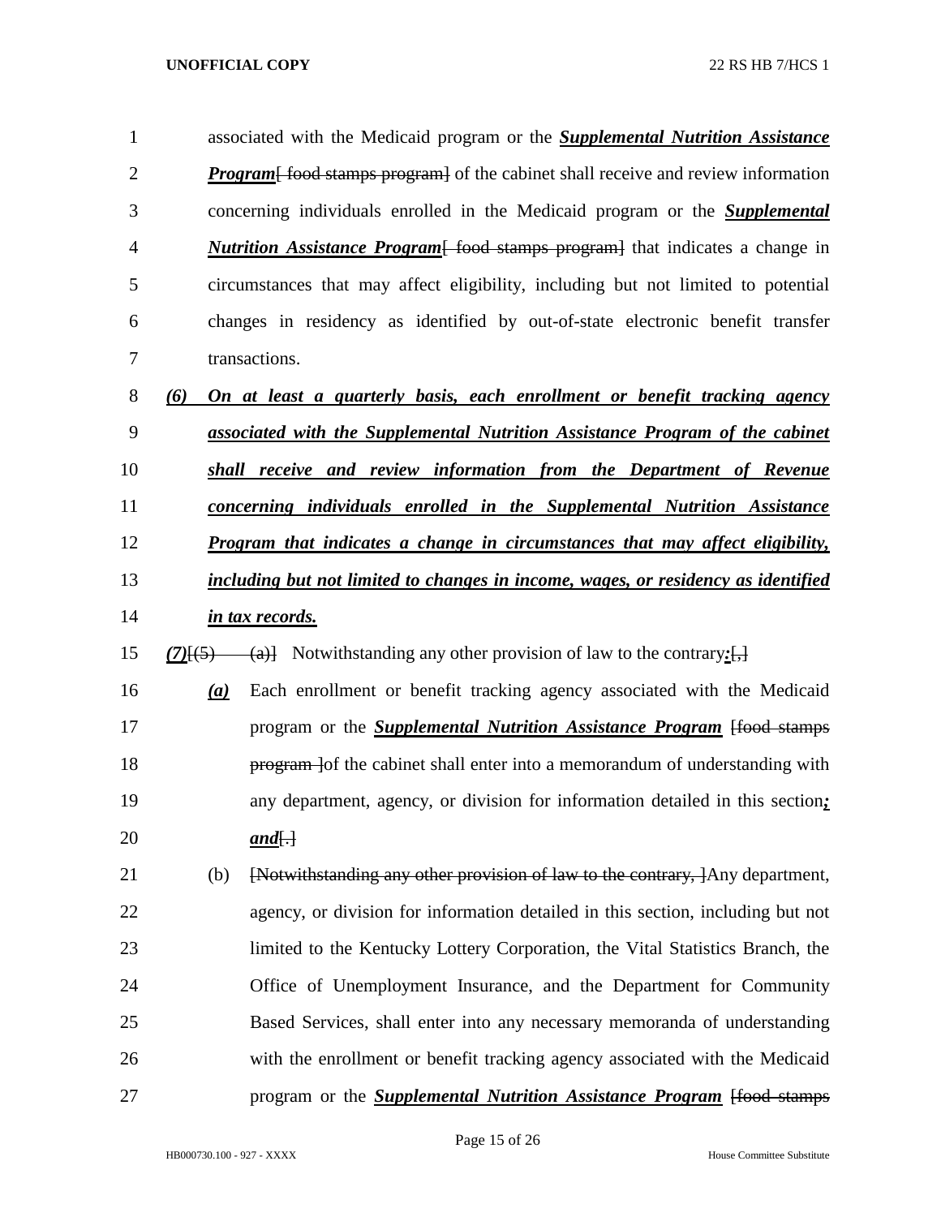associated with the Medicaid program or the ***Supplemental Nutrition Assistance Program***[ food stamps program] of the cabinet shall receive and review information concerning individuals enrolled in the Medicaid program or the ***Supplemental Nutrition Assistance Program***[ food stamps program] that indicates a change in circumstances that may affect eligibility, including but not limited to potential changes in residency as identified by out-of-state electronic benefit transfer transactions.

***(6) On at least a quarterly basis, each enrollment or benefit tracking agency associated with the Supplemental Nutrition Assistance Program of the cabinet shall receive and review information from the Department of Revenue concerning individuals enrolled in the Supplemental Nutrition Assistance Program that indicates a change in circumstances that may affect eligibility, including but not limited to changes in income, wages, or residency as identified in tax records.***

***(7)***[(5) (a)] Notwithstanding any other provision of law to the contrary***:***[,]

***(a)*** Each enrollment or benefit tracking agency associated with the Medicaid program or the ***Supplemental Nutrition Assistance Program*** [food stamps program ]of the cabinet shall enter into a memorandum of understanding with any department, agency, or division for information detailed in this section***; and***[.]

(b) [Notwithstanding any other provision of law to the contrary, ]Any department, agency, or division for information detailed in this section, including but not limited to the Kentucky Lottery Corporation, the Vital Statistics Branch, the Office of Unemployment Insurance, and the Department for Community Based Services, shall enter into any necessary memoranda of understanding with the enrollment or benefit tracking agency associated with the Medicaid program or the ***Supplemental Nutrition Assistance Program*** [food stamps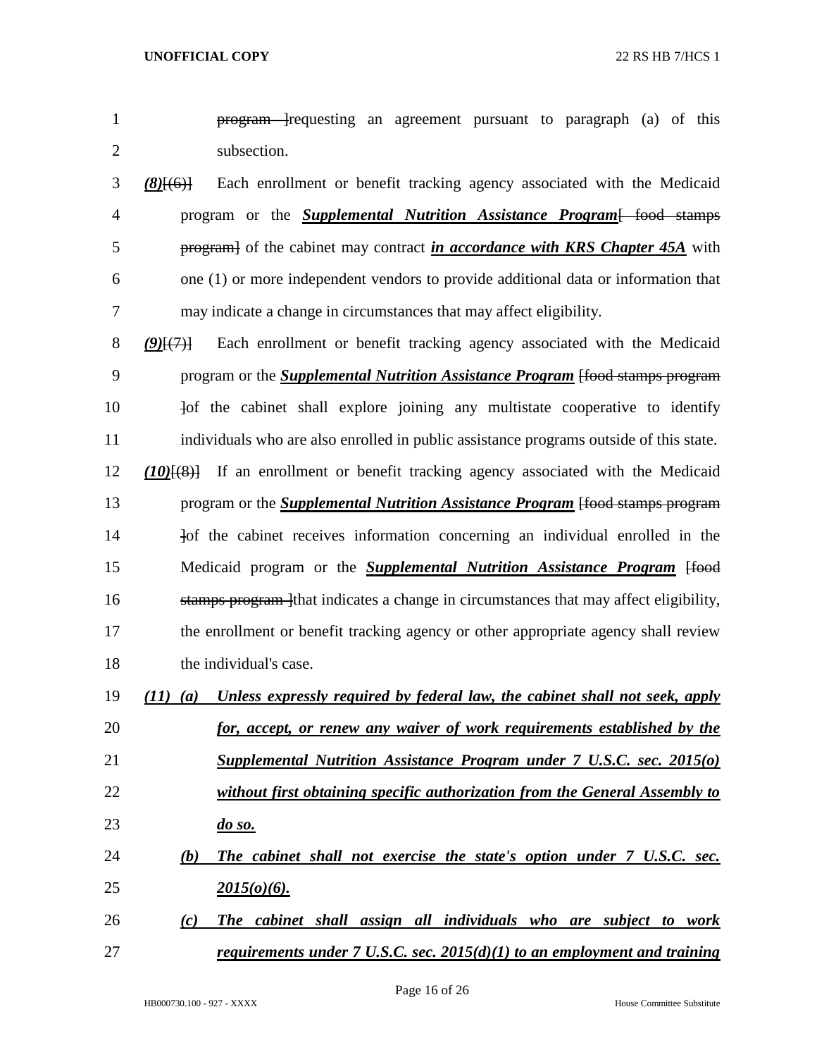program ]requesting an agreement pursuant to paragraph (a) of this subsection.

***(8)***[(6)] Each enrollment or benefit tracking agency associated with the Medicaid program or the ***Supplemental Nutrition Assistance Program***[ food stamps program] of the cabinet may contract ***in accordance with KRS Chapter 45A*** with one (1) or more independent vendors to provide additional data or information that may indicate a change in circumstances that may affect eligibility.

***(9)***[(7)] Each enrollment or benefit tracking agency associated with the Medicaid program or the ***Supplemental Nutrition Assistance Program*** [food stamps program ]of the cabinet shall explore joining any multistate cooperative to identify individuals who are also enrolled in public assistance programs outside of this state.

***(10)***[(8)] If an enrollment or benefit tracking agency associated with the Medicaid program or the ***Supplemental Nutrition Assistance Program*** [food stamps program ]of the cabinet receives information concerning an individual enrolled in the Medicaid program or the ***Supplemental Nutrition Assistance Program*** [food stamps program ]that indicates a change in circumstances that may affect eligibility, the enrollment or benefit tracking agency or other appropriate agency shall review the individual's case.

***(11) (a) Unless expressly required by federal law, the cabinet shall not seek, apply for, accept, or renew any waiver of work requirements established by the Supplemental Nutrition Assistance Program under 7 U.S.C. sec. 2015(o) without first obtaining specific authorization from the General Assembly to do so.***

***(b) The cabinet shall not exercise the state's option under 7 U.S.C. sec. 2015(o)(6).***

***(c) The cabinet shall assign all individuals who are subject to work requirements under 7 U.S.C. sec. 2015(d)(1) to an employment and training***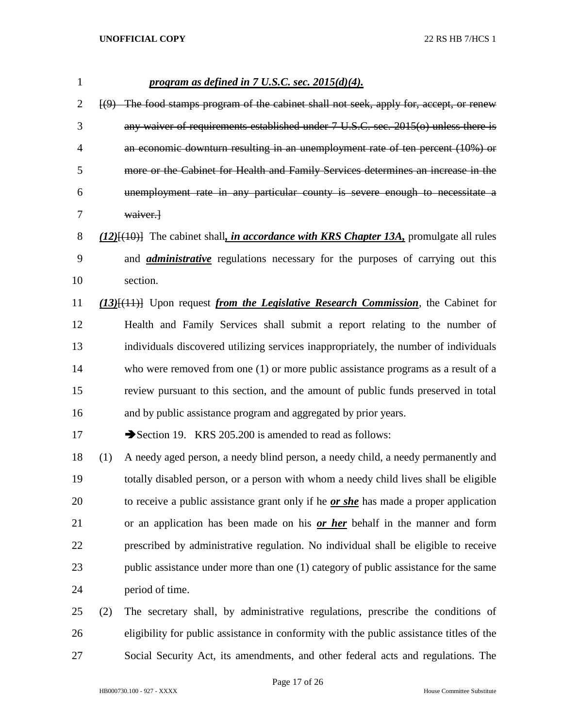***program as defined in 7 U.S.C. sec. 2015(d)(4).***

~~[(9) The food stamps program of the cabinet shall not seek, apply for, accept, or renew any waiver of requirements established under 7 U.S.C. sec. 2015(o) unless there is an economic downturn resulting in an unemployment rate of ten percent (10%) or more or the Cabinet for Health and Family Services determines an increase in the unemployment rate in any particular county is severe enough to necessitate a waiver.]~~

***(12)***~~[(10)]~~ The cabinet shall***, in accordance with KRS Chapter 13A,*** promulgate all rules and ***administrative*** regulations necessary for the purposes of carrying out this section.

***(13)***~~[(11)]~~ Upon request ***from the Legislative Research Commission***, the Cabinet for Health and Family Services shall submit a report relating to the number of individuals discovered utilizing services inappropriately, the number of individuals who were removed from one (1) or more public assistance programs as a result of a review pursuant to this section, and the amount of public funds preserved in total and by public assistance program and aggregated by prior years.

➔Section 19. KRS 205.200 is amended to read as follows:

(1) A needy aged person, a needy blind person, a needy child, a needy permanently and totally disabled person, or a person with whom a needy child lives shall be eligible to receive a public assistance grant only if he ***or she*** has made a proper application or an application has been made on his ***or her*** behalf in the manner and form prescribed by administrative regulation. No individual shall be eligible to receive public assistance under more than one (1) category of public assistance for the same period of time.

(2) The secretary shall, by administrative regulations, prescribe the conditions of eligibility for public assistance in conformity with the public assistance titles of the Social Security Act, its amendments, and other federal acts and regulations. The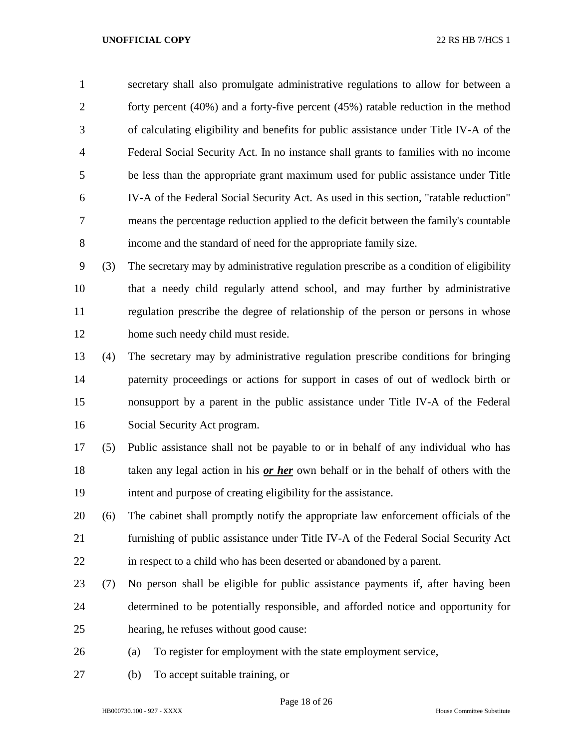secretary shall also promulgate administrative regulations to allow for between a forty percent (40%) and a forty-five percent (45%) ratable reduction in the method of calculating eligibility and benefits for public assistance under Title IV-A of the Federal Social Security Act. In no instance shall grants to families with no income be less than the appropriate grant maximum used for public assistance under Title IV-A of the Federal Social Security Act. As used in this section, "ratable reduction" means the percentage reduction applied to the deficit between the family's countable income and the standard of need for the appropriate family size.

(3) The secretary may by administrative regulation prescribe as a condition of eligibility that a needy child regularly attend school, and may further by administrative regulation prescribe the degree of relationship of the person or persons in whose home such needy child must reside.

(4) The secretary may by administrative regulation prescribe conditions for bringing paternity proceedings or actions for support in cases of out of wedlock birth or nonsupport by a parent in the public assistance under Title IV-A of the Federal Social Security Act program.

(5) Public assistance shall not be payable to or in behalf of any individual who has taken any legal action in his ***or her*** own behalf or in the behalf of others with the intent and purpose of creating eligibility for the assistance.

(6) The cabinet shall promptly notify the appropriate law enforcement officials of the furnishing of public assistance under Title IV-A of the Federal Social Security Act in respect to a child who has been deserted or abandoned by a parent.

(7) No person shall be eligible for public assistance payments if, after having been determined to be potentially responsible, and afforded notice and opportunity for hearing, he refuses without good cause:

(a) To register for employment with the state employment service,

(b) To accept suitable training, or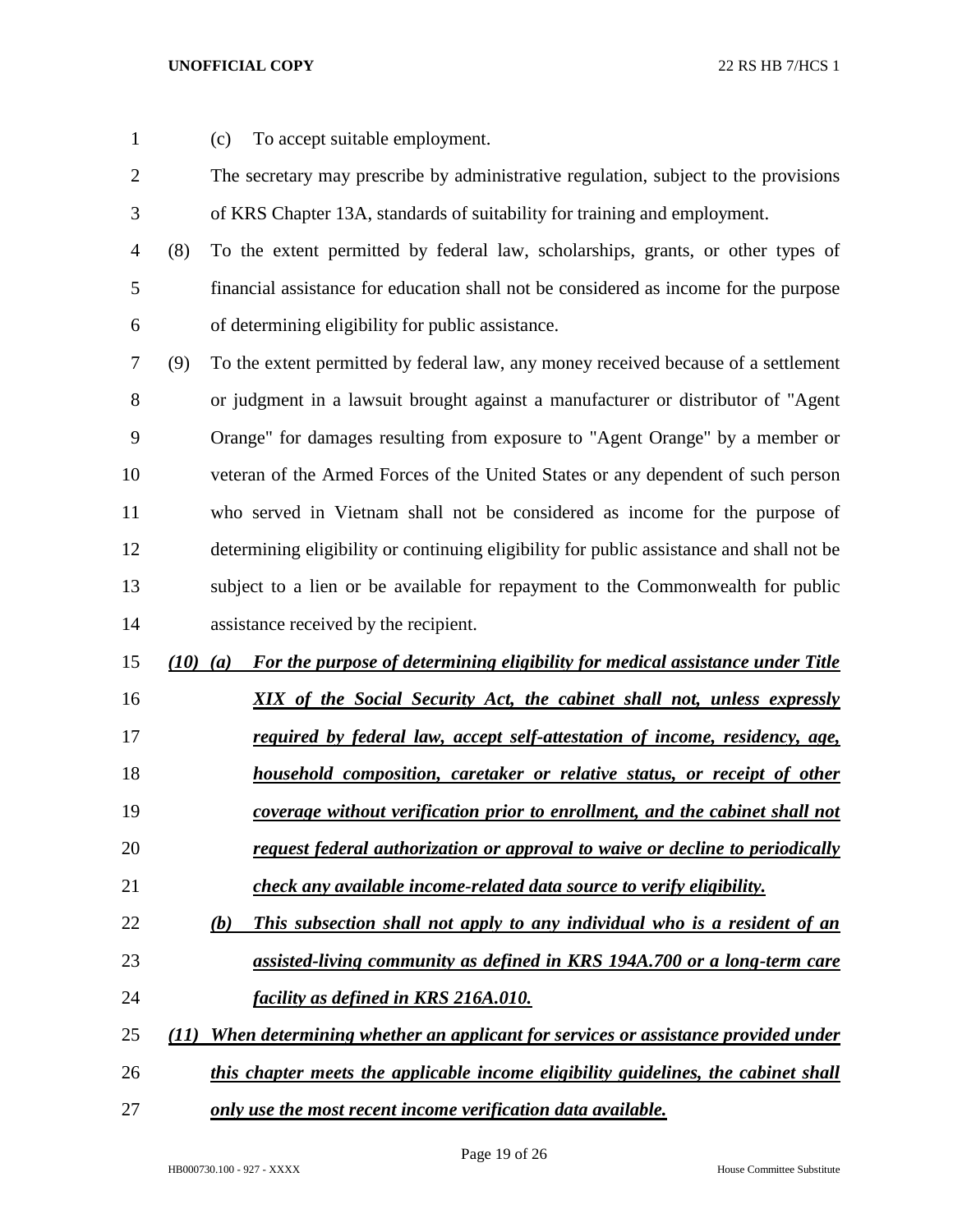(c) To accept suitable employment.

The secretary may prescribe by administrative regulation, subject to the provisions of KRS Chapter 13A, standards of suitability for training and employment.

(8) To the extent permitted by federal law, scholarships, grants, or other types of financial assistance for education shall not be considered as income for the purpose of determining eligibility for public assistance.

(9) To the extent permitted by federal law, any money received because of a settlement or judgment in a lawsuit brought against a manufacturer or distributor of "Agent Orange" for damages resulting from exposure to "Agent Orange" by a member or veteran of the Armed Forces of the United States or any dependent of such person who served in Vietnam shall not be considered as income for the purpose of determining eligibility or continuing eligibility for public assistance and shall not be subject to a lien or be available for repayment to the Commonwealth for public assistance received by the recipient.

***(10) (a) For the purpose of determining eligibility for medical assistance under Title XIX of the Social Security Act, the cabinet shall not, unless expressly required by federal law, accept self-attestation of income, residency, age, household composition, caretaker or relative status, or receipt of other coverage without verification prior to enrollment, and the cabinet shall not request federal authorization or approval to waive or decline to periodically check any available income-related data source to verify eligibility.***

***(b) This subsection shall not apply to any individual who is a resident of an assisted-living community as defined in KRS 194A.700 or a long-term care facility as defined in KRS 216A.010.***

***(11) When determining whether an applicant for services or assistance provided under this chapter meets the applicable income eligibility guidelines, the cabinet shall only use the most recent income verification data available.***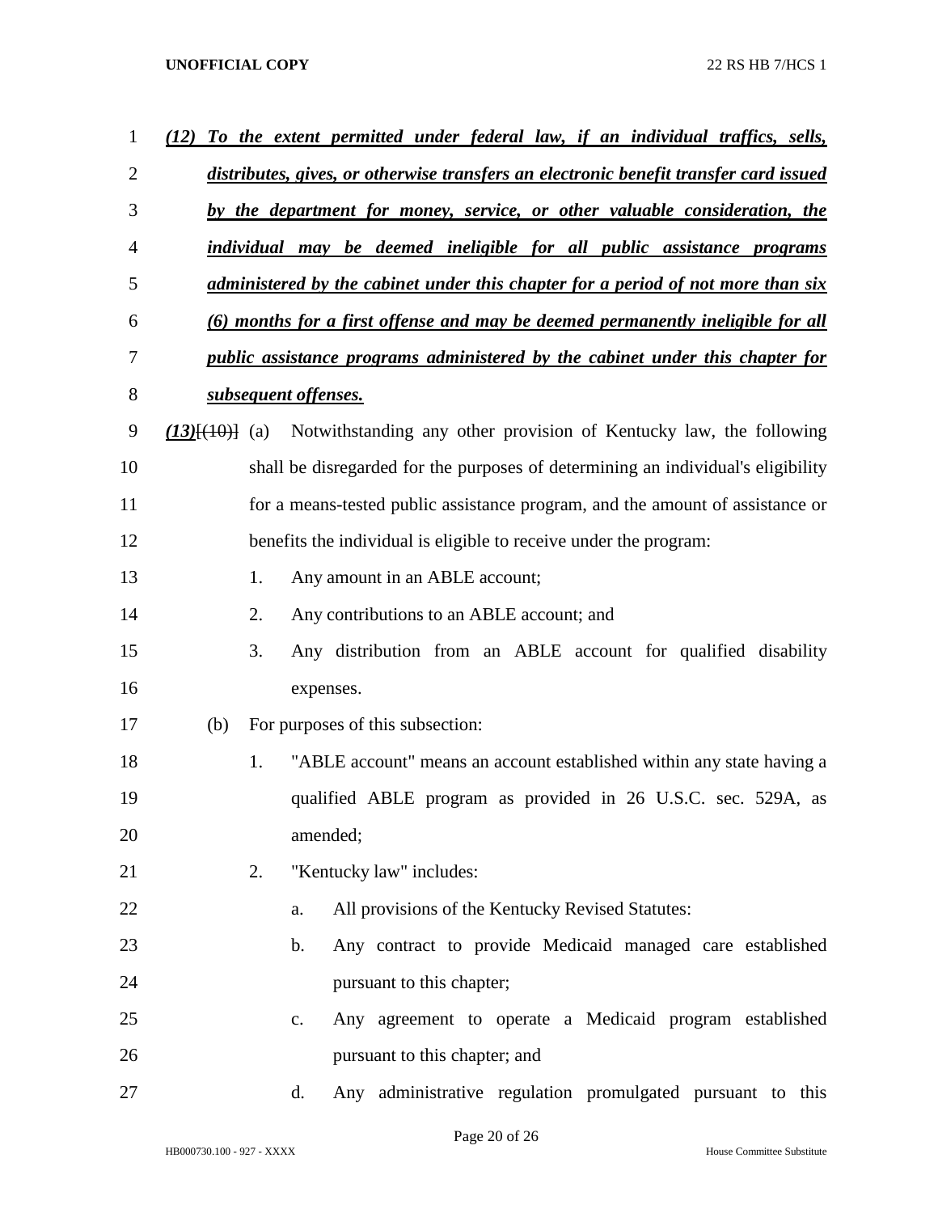***(12) To the extent permitted under federal law, if an individual traffics, sells, distributes, gives, or otherwise transfers an electronic benefit transfer card issued by the department for money, service, or other valuable consideration, the individual may be deemed ineligible for all public assistance programs administered by the cabinet under this chapter for a period of not more than six (6) months for a first offense and may be deemed permanently ineligible for all public assistance programs administered by the cabinet under this chapter for subsequent offenses.***

***(13)***[(10)] (a) Notwithstanding any other provision of Kentucky law, the following shall be disregarded for the purposes of determining an individual's eligibility for a means-tested public assistance program, and the amount of assistance or benefits the individual is eligible to receive under the program:

1. Any amount in an ABLE account;
2. Any contributions to an ABLE account; and
3. Any distribution from an ABLE account for qualified disability expenses.

(b) For purposes of this subsection:

1. "ABLE account" means an account established within any state having a qualified ABLE program as provided in 26 U.S.C. sec. 529A, as amended;
2. "Kentucky law" includes:
   a. All provisions of the Kentucky Revised Statutes:
   b. Any contract to provide Medicaid managed care established pursuant to this chapter;
   c. Any agreement to operate a Medicaid program established pursuant to this chapter; and
   d. Any administrative regulation promulgated pursuant to this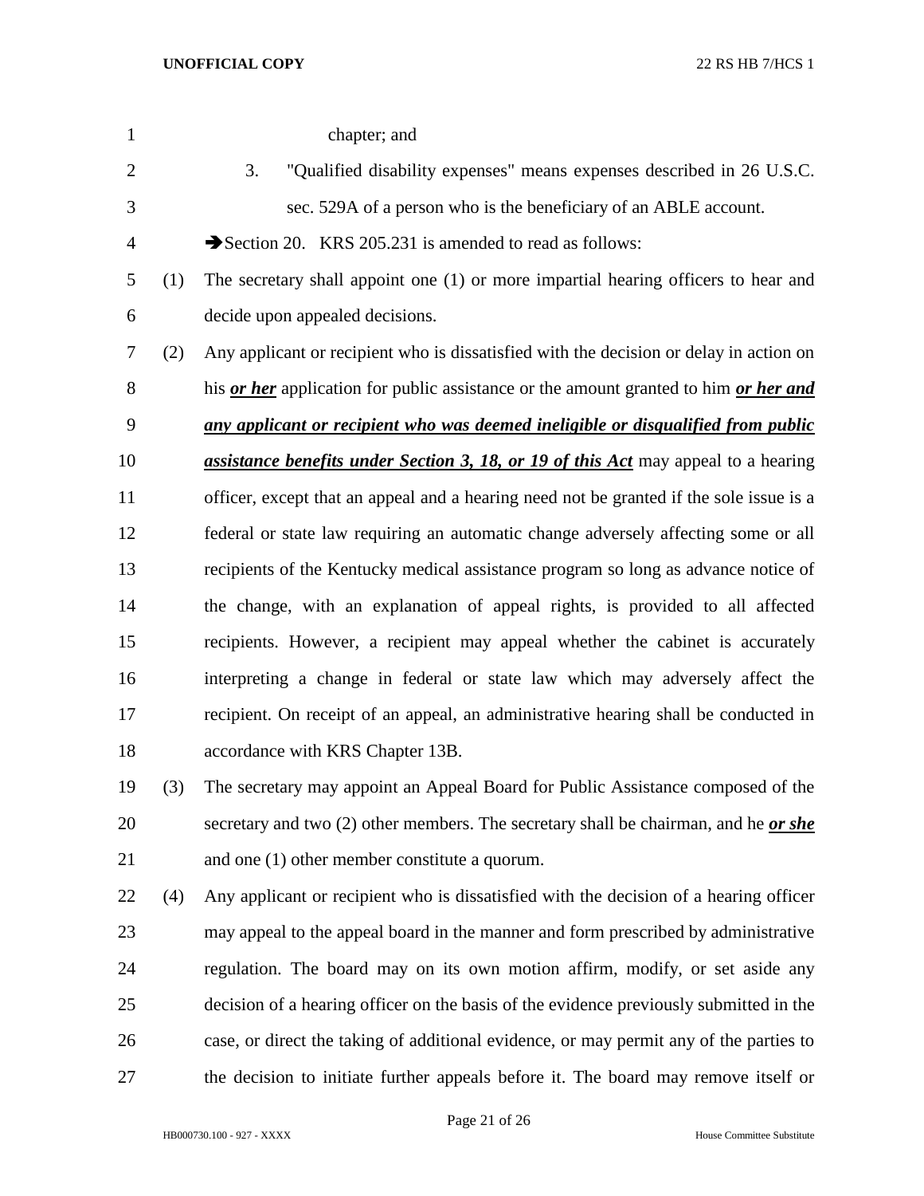chapter; and

3. "Qualified disability expenses" means expenses described in 26 U.S.C. sec. 529A of a person who is the beneficiary of an ABLE account.

➔Section 20. KRS 205.231 is amended to read as follows:

(1) The secretary shall appoint one (1) or more impartial hearing officers to hear and decide upon appealed decisions.

(2) Any applicant or recipient who is dissatisfied with the decision or delay in action on his ***or her*** application for public assistance or the amount granted to him ***or her and any applicant or recipient who was deemed ineligible or disqualified from public assistance benefits under Section 3, 18, or 19 of this Act*** may appeal to a hearing officer, except that an appeal and a hearing need not be granted if the sole issue is a federal or state law requiring an automatic change adversely affecting some or all recipients of the Kentucky medical assistance program so long as advance notice of the change, with an explanation of appeal rights, is provided to all affected recipients. However, a recipient may appeal whether the cabinet is accurately interpreting a change in federal or state law which may adversely affect the recipient. On receipt of an appeal, an administrative hearing shall be conducted in accordance with KRS Chapter 13B.

(3) The secretary may appoint an Appeal Board for Public Assistance composed of the secretary and two (2) other members. The secretary shall be chairman, and he ***or she*** and one (1) other member constitute a quorum.

(4) Any applicant or recipient who is dissatisfied with the decision of a hearing officer may appeal to the appeal board in the manner and form prescribed by administrative regulation. The board may on its own motion affirm, modify, or set aside any decision of a hearing officer on the basis of the evidence previously submitted in the case, or direct the taking of additional evidence, or may permit any of the parties to the decision to initiate further appeals before it. The board may remove itself or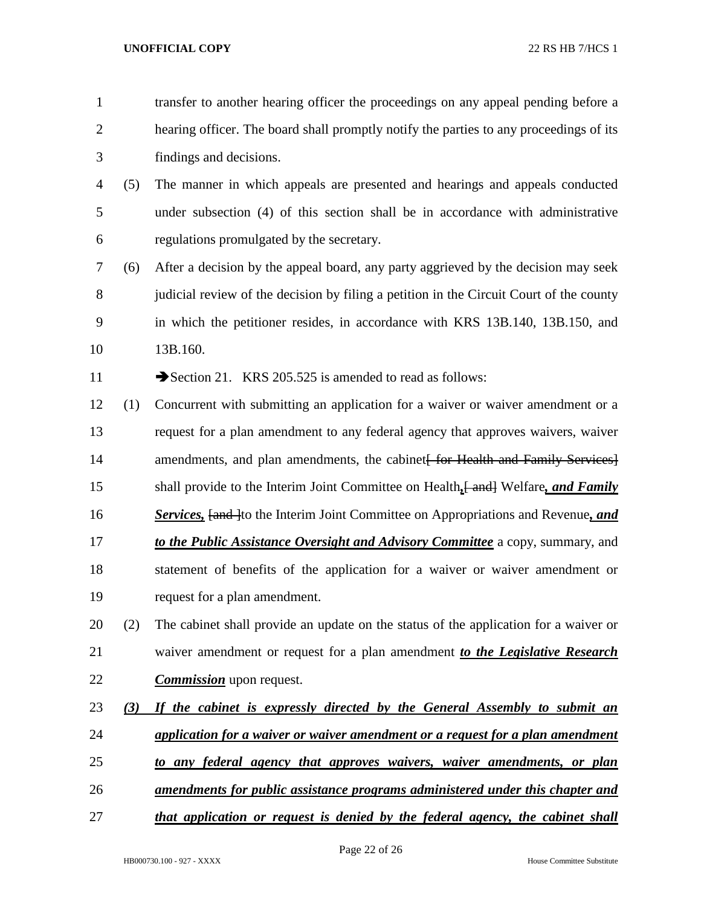transfer to another hearing officer the proceedings on any appeal pending before a hearing officer. The board shall promptly notify the parties to any proceedings of its findings and decisions.

(5) The manner in which appeals are presented and hearings and appeals conducted under subsection (4) of this section shall be in accordance with administrative regulations promulgated by the secretary.

(6) After a decision by the appeal board, any party aggrieved by the decision may seek judicial review of the decision by filing a petition in the Circuit Court of the county in which the petitioner resides, in accordance with KRS 13B.140, 13B.150, and 13B.160.

➔Section 21. KRS 205.525 is amended to read as follows:

(1) Concurrent with submitting an application for a waiver or waiver amendment or a request for a plan amendment to any federal agency that approves waivers, waiver amendments, and plan amendments, the cabinet~~[ for Health and Family Services]~~ shall provide to the Interim Joint Committee on Health***,***~~[ and]~~ Welfare***, and Family Services,*** ~~[and ]~~to the Interim Joint Committee on Appropriations and Revenue***, and to the Public Assistance Oversight and Advisory Committee*** a copy, summary, and statement of benefits of the application for a waiver or waiver amendment or request for a plan amendment.

(2) The cabinet shall provide an update on the status of the application for a waiver or waiver amendment or request for a plan amendment ***to the Legislative Research Commission*** upon request.

***(3) If the cabinet is expressly directed by the General Assembly to submit an application for a waiver or waiver amendment or a request for a plan amendment to any federal agency that approves waivers, waiver amendments, or plan amendments for public assistance programs administered under this chapter and that application or request is denied by the federal agency, the cabinet shall***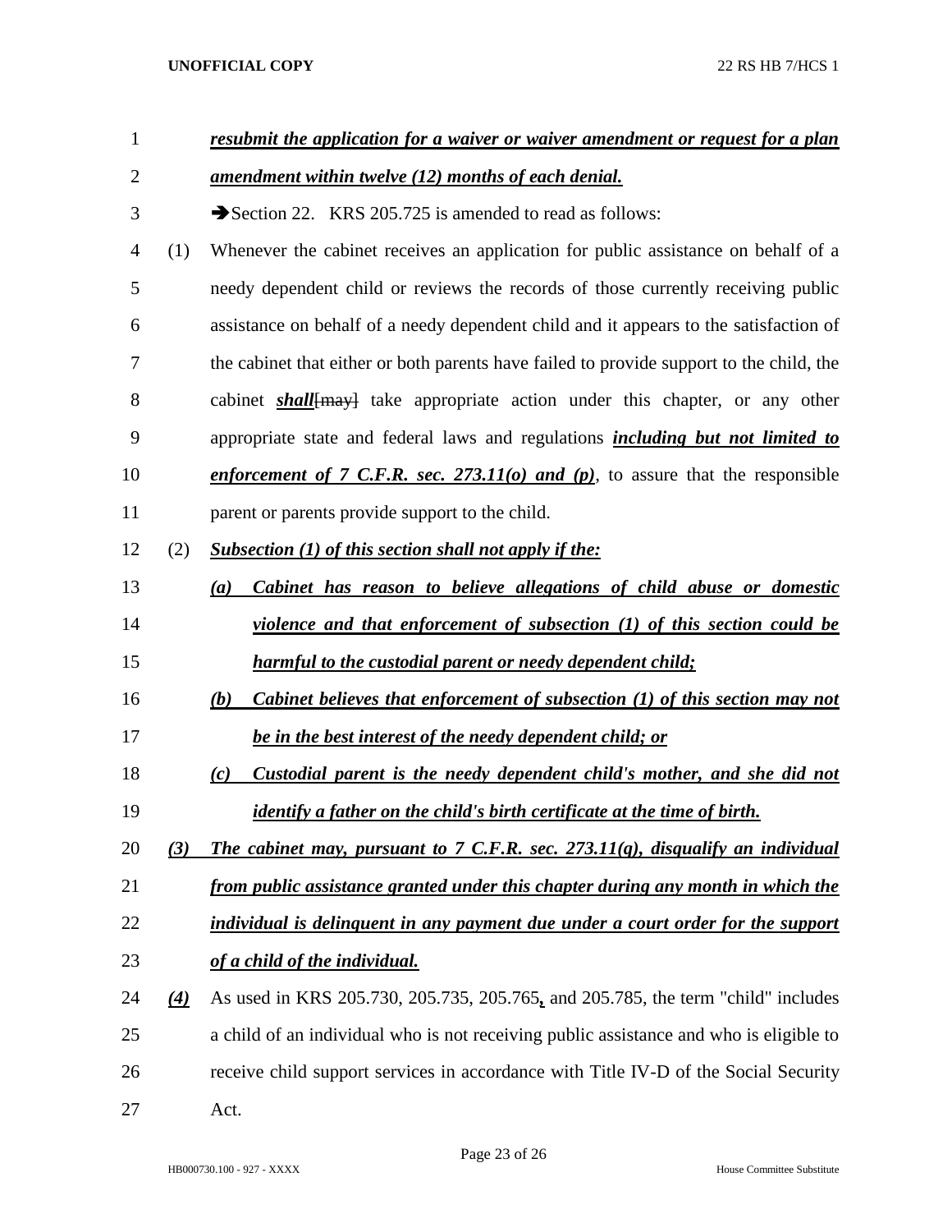***resubmit the application for a waiver or waiver amendment or request for a plan amendment within twelve (12) months of each denial.***

➔Section 22. KRS 205.725 is amended to read as follows:

(1) Whenever the cabinet receives an application for public assistance on behalf of a needy dependent child or reviews the records of those currently receiving public assistance on behalf of a needy dependent child and it appears to the satisfaction of the cabinet that either or both parents have failed to provide support to the child, the cabinet ***shall***~~[may]~~ take appropriate action under this chapter, or any other appropriate state and federal laws and regulations ***including but not limited to enforcement of 7 C.F.R. sec. 273.11(o) and (p)***, to assure that the responsible parent or parents provide support to the child.

(2) ***Subsection (1) of this section shall not apply if the:***

***(a) Cabinet has reason to believe allegations of child abuse or domestic violence and that enforcement of subsection (1) of this section could be harmful to the custodial parent or needy dependent child;***

***(b) Cabinet believes that enforcement of subsection (1) of this section may not be in the best interest of the needy dependent child; or***

***(c) Custodial parent is the needy dependent child's mother, and she did not identify a father on the child's birth certificate at the time of birth.***

***(3) The cabinet may, pursuant to 7 C.F.R. sec. 273.11(q), disqualify an individual from public assistance granted under this chapter during any month in which the individual is delinquent in any payment due under a court order for the support of a child of the individual.***

***(4)*** As used in KRS 205.730, 205.735, 205.765***,*** and 205.785, the term "child" includes a child of an individual who is not receiving public assistance and who is eligible to receive child support services in accordance with Title IV-D of the Social Security Act.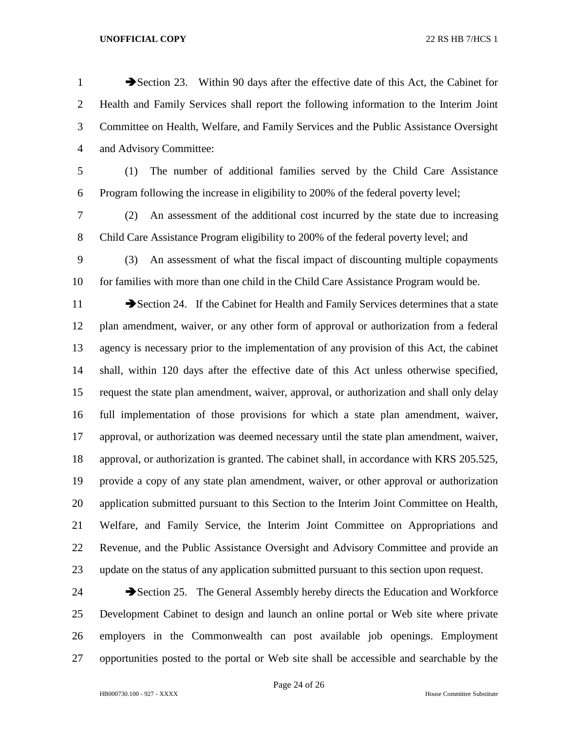→Section 23. Within 90 days after the effective date of this Act, the Cabinet for Health and Family Services shall report the following information to the Interim Joint Committee on Health, Welfare, and Family Services and the Public Assistance Oversight and Advisory Committee:

(1) The number of additional families served by the Child Care Assistance Program following the increase in eligibility to 200% of the federal poverty level;

(2) An assessment of the additional cost incurred by the state due to increasing Child Care Assistance Program eligibility to 200% of the federal poverty level; and

(3) An assessment of what the fiscal impact of discounting multiple copayments for families with more than one child in the Child Care Assistance Program would be.

→Section 24. If the Cabinet for Health and Family Services determines that a state plan amendment, waiver, or any other form of approval or authorization from a federal agency is necessary prior to the implementation of any provision of this Act, the cabinet shall, within 120 days after the effective date of this Act unless otherwise specified, request the state plan amendment, waiver, approval, or authorization and shall only delay full implementation of those provisions for which a state plan amendment, waiver, approval, or authorization was deemed necessary until the state plan amendment, waiver, approval, or authorization is granted. The cabinet shall, in accordance with KRS 205.525, provide a copy of any state plan amendment, waiver, or other approval or authorization application submitted pursuant to this Section to the Interim Joint Committee on Health, Welfare, and Family Service, the Interim Joint Committee on Appropriations and Revenue, and the Public Assistance Oversight and Advisory Committee and provide an update on the status of any application submitted pursuant to this section upon request.

→Section 25. The General Assembly hereby directs the Education and Workforce Development Cabinet to design and launch an online portal or Web site where private employers in the Commonwealth can post available job openings. Employment opportunities posted to the portal or Web site shall be accessible and searchable by the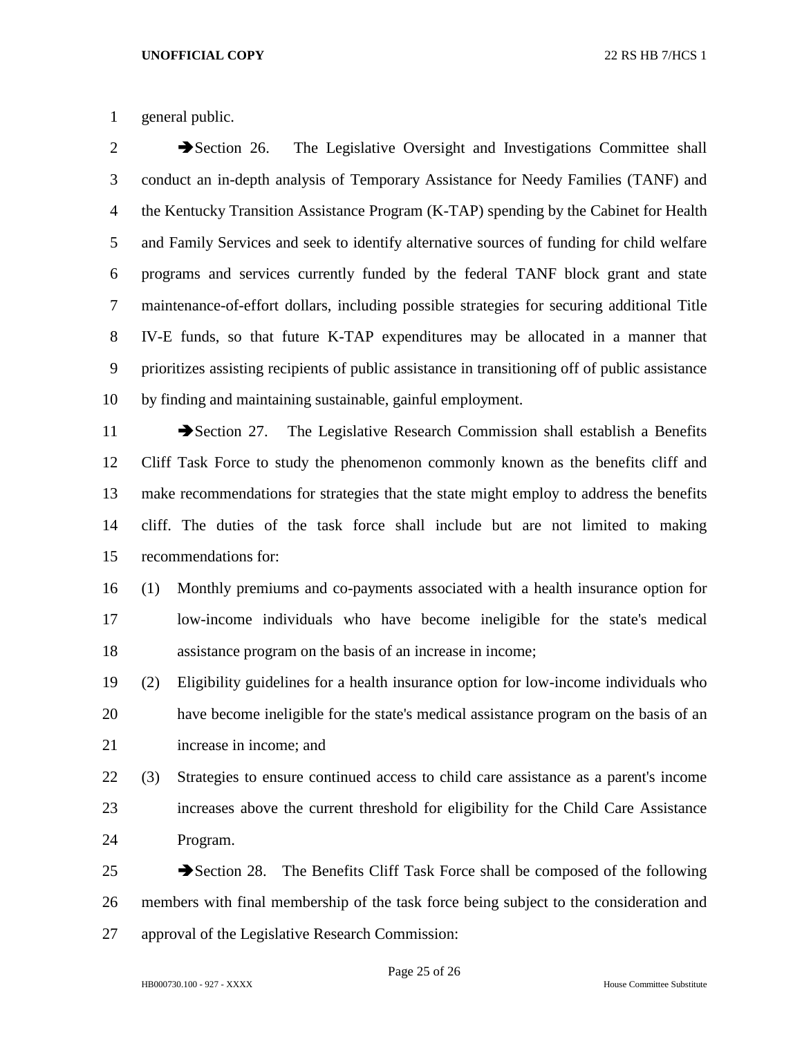general public.

➔Section 26. The Legislative Oversight and Investigations Committee shall conduct an in-depth analysis of Temporary Assistance for Needy Families (TANF) and the Kentucky Transition Assistance Program (K-TAP) spending by the Cabinet for Health and Family Services and seek to identify alternative sources of funding for child welfare programs and services currently funded by the federal TANF block grant and state maintenance-of-effort dollars, including possible strategies for securing additional Title IV-E funds, so that future K-TAP expenditures may be allocated in a manner that prioritizes assisting recipients of public assistance in transitioning off of public assistance by finding and maintaining sustainable, gainful employment.

➔Section 27. The Legislative Research Commission shall establish a Benefits Cliff Task Force to study the phenomenon commonly known as the benefits cliff and make recommendations for strategies that the state might employ to address the benefits cliff. The duties of the task force shall include but are not limited to making recommendations for:

(1) Monthly premiums and co-payments associated with a health insurance option for low-income individuals who have become ineligible for the state's medical assistance program on the basis of an increase in income;

(2) Eligibility guidelines for a health insurance option for low-income individuals who have become ineligible for the state's medical assistance program on the basis of an increase in income; and

(3) Strategies to ensure continued access to child care assistance as a parent's income increases above the current threshold for eligibility for the Child Care Assistance Program.

➔Section 28. The Benefits Cliff Task Force shall be composed of the following members with final membership of the task force being subject to the consideration and approval of the Legislative Research Commission: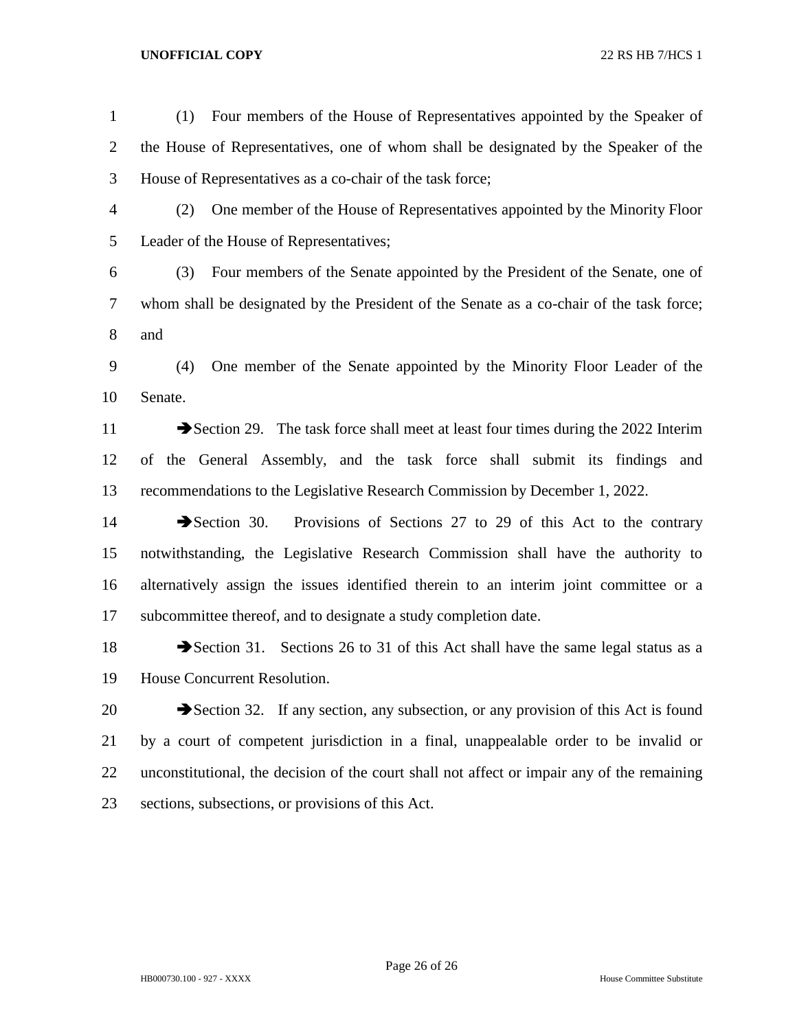(1) Four members of the House of Representatives appointed by the Speaker of the House of Representatives, one of whom shall be designated by the Speaker of the House of Representatives as a co-chair of the task force;

(2) One member of the House of Representatives appointed by the Minority Floor Leader of the House of Representatives;

(3) Four members of the Senate appointed by the President of the Senate, one of whom shall be designated by the President of the Senate as a co-chair of the task force; and

(4) One member of the Senate appointed by the Minority Floor Leader of the Senate.

➔Section 29. The task force shall meet at least four times during the 2022 Interim of the General Assembly, and the task force shall submit its findings and recommendations to the Legislative Research Commission by December 1, 2022.

➔Section 30. Provisions of Sections 27 to 29 of this Act to the contrary notwithstanding, the Legislative Research Commission shall have the authority to alternatively assign the issues identified therein to an interim joint committee or a subcommittee thereof, and to designate a study completion date.

➔Section 31. Sections 26 to 31 of this Act shall have the same legal status as a House Concurrent Resolution.

➔Section 32. If any section, any subsection, or any provision of this Act is found by a court of competent jurisdiction in a final, unappealable order to be invalid or unconstitutional, the decision of the court shall not affect or impair any of the remaining sections, subsections, or provisions of this Act.